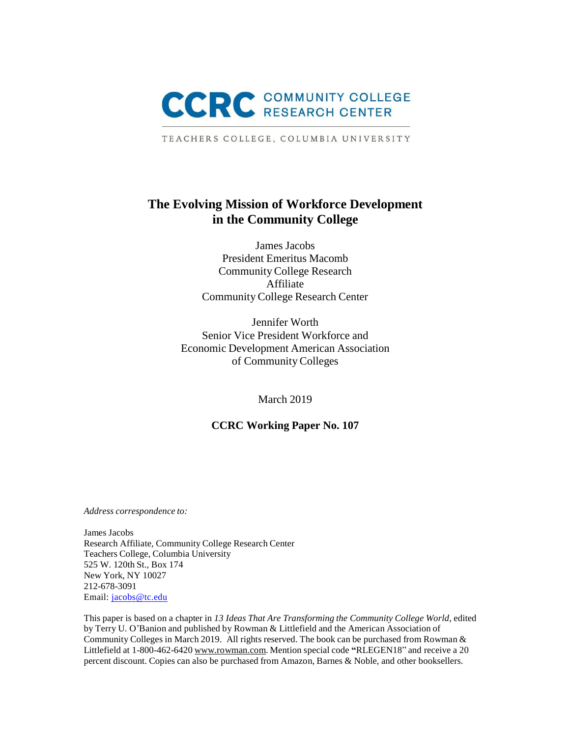CCRC COMMUNITY COLLEGE RESEARCH CENTER

TEACHERS COLLEGE, COLUMBIA UNIVERSITY

# The Evolving Mission of Workforce Development in the Community College

James Jacobs
President Emeritus Macomb
Community College Research
Affiliate
Community College Research Center

Jennifer Worth
Senior Vice President Workforce and
Economic Development American Association
of Community Colleges

March 2019

**CCRC Working Paper No. 107**

*Address correspondence to:*

James Jacobs
Research Affiliate, Community College Research Center
Teachers College, Columbia University
525 W. 120th St., Box 174
New York, NY 10027
212-678-3091
Email: jacobs@tc.edu

This paper is based on a chapter in *13 Ideas That Are Transforming the Community College World*, edited by Terry U. O'Banion and published by Rowman & Littlefield and the American Association of Community Colleges in March 2019. All rights reserved. The book can be purchased from Rowman & Littlefield at 1-800-462-6420 www.rowman.com. Mention special code "RLEGEN18" and receive a 20 percent discount. Copies can also be purchased from Amazon, Barnes & Noble, and other booksellers.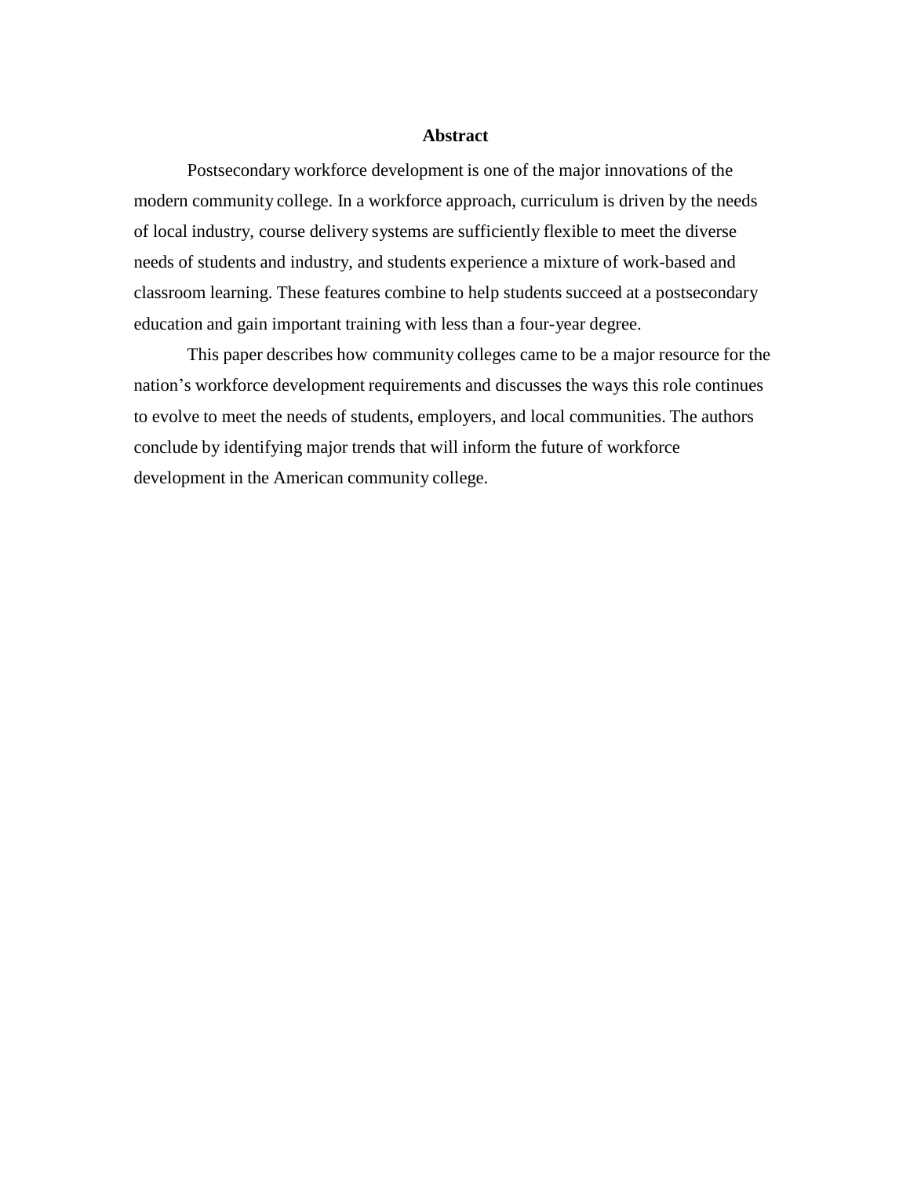## Abstract

Postsecondary workforce development is one of the major innovations of the modern community college. In a workforce approach, curriculum is driven by the needs of local industry, course delivery systems are sufficiently flexible to meet the diverse needs of students and industry, and students experience a mixture of work-based and classroom learning. These features combine to help students succeed at a postsecondary education and gain important training with less than a four-year degree.

This paper describes how community colleges came to be a major resource for the nation's workforce development requirements and discusses the ways this role continues to evolve to meet the needs of students, employers, and local communities. The authors conclude by identifying major trends that will inform the future of workforce development in the American community college.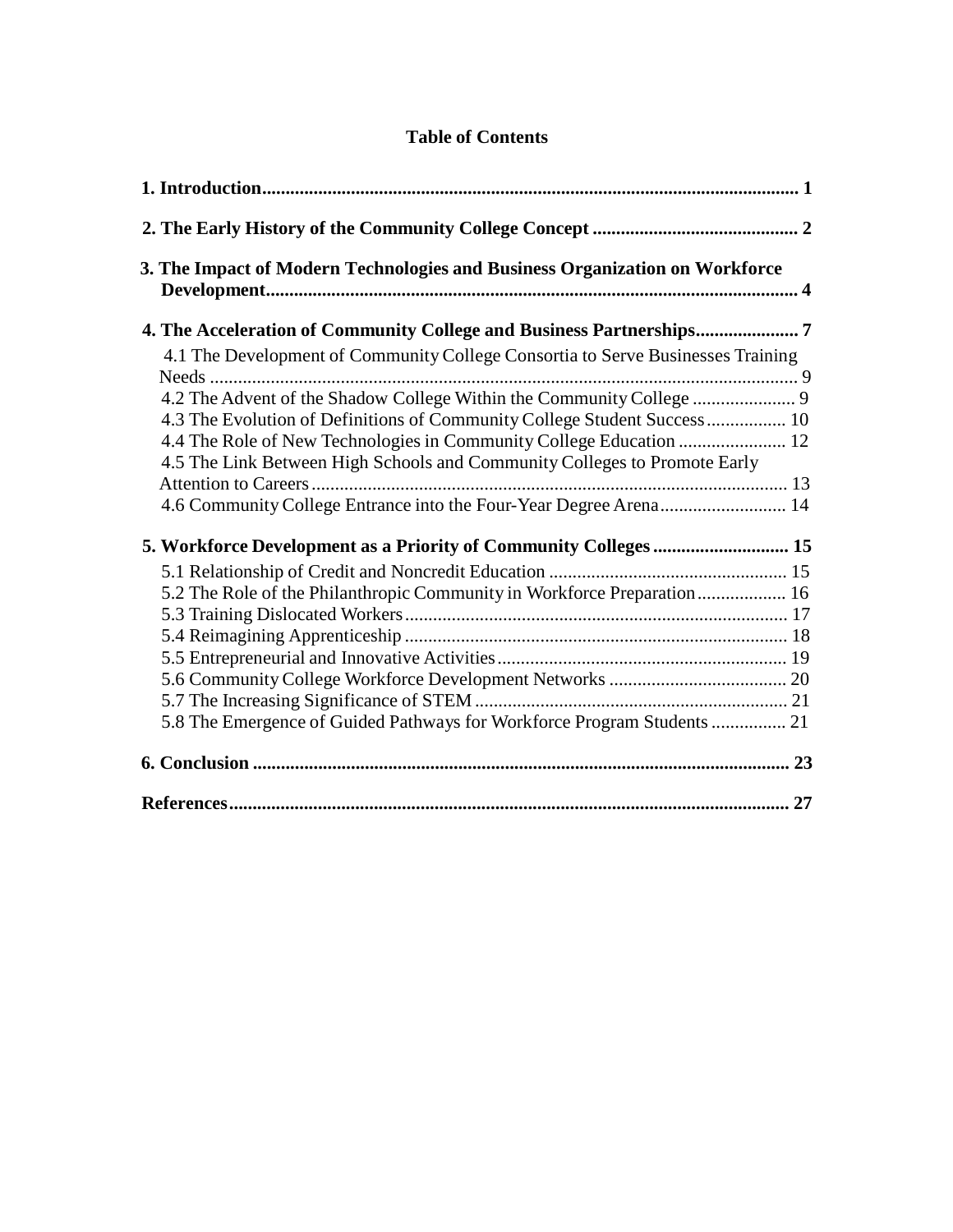# Table of Contents

**1. Introduction** ........ **1**

**2. The Early History of the Community College Concept** ........ **2**

**3. The Impact of Modern Technologies and Business Organization on Workforce Development** ........ **4**

**4. The Acceleration of Community College and Business Partnerships** ........ **7**

- 4.1 The Development of Community College Consortia to Serve Businesses Training Needs ........ 9
- 4.2 The Advent of the Shadow College Within the Community College ........ 9
- 4.3 The Evolution of Definitions of Community College Student Success ........ 10
- 4.4 The Role of New Technologies in Community College Education ........ 12
- 4.5 The Link Between High Schools and Community Colleges to Promote Early Attention to Careers ........ 13
- 4.6 Community College Entrance into the Four-Year Degree Arena ........ 14

**5. Workforce Development as a Priority of Community Colleges** ........ **15**

- 5.1 Relationship of Credit and Noncredit Education ........ 15
- 5.2 The Role of the Philanthropic Community in Workforce Preparation ........ 16
- 5.3 Training Dislocated Workers ........ 17
- 5.4 Reimagining Apprenticeship ........ 18
- 5.5 Entrepreneurial and Innovative Activities ........ 19
- 5.6 Community College Workforce Development Networks ........ 20
- 5.7 The Increasing Significance of STEM ........ 21
- 5.8 The Emergence of Guided Pathways for Workforce Program Students ........ 21

**6. Conclusion** ........ **23**

**References** ........ **27**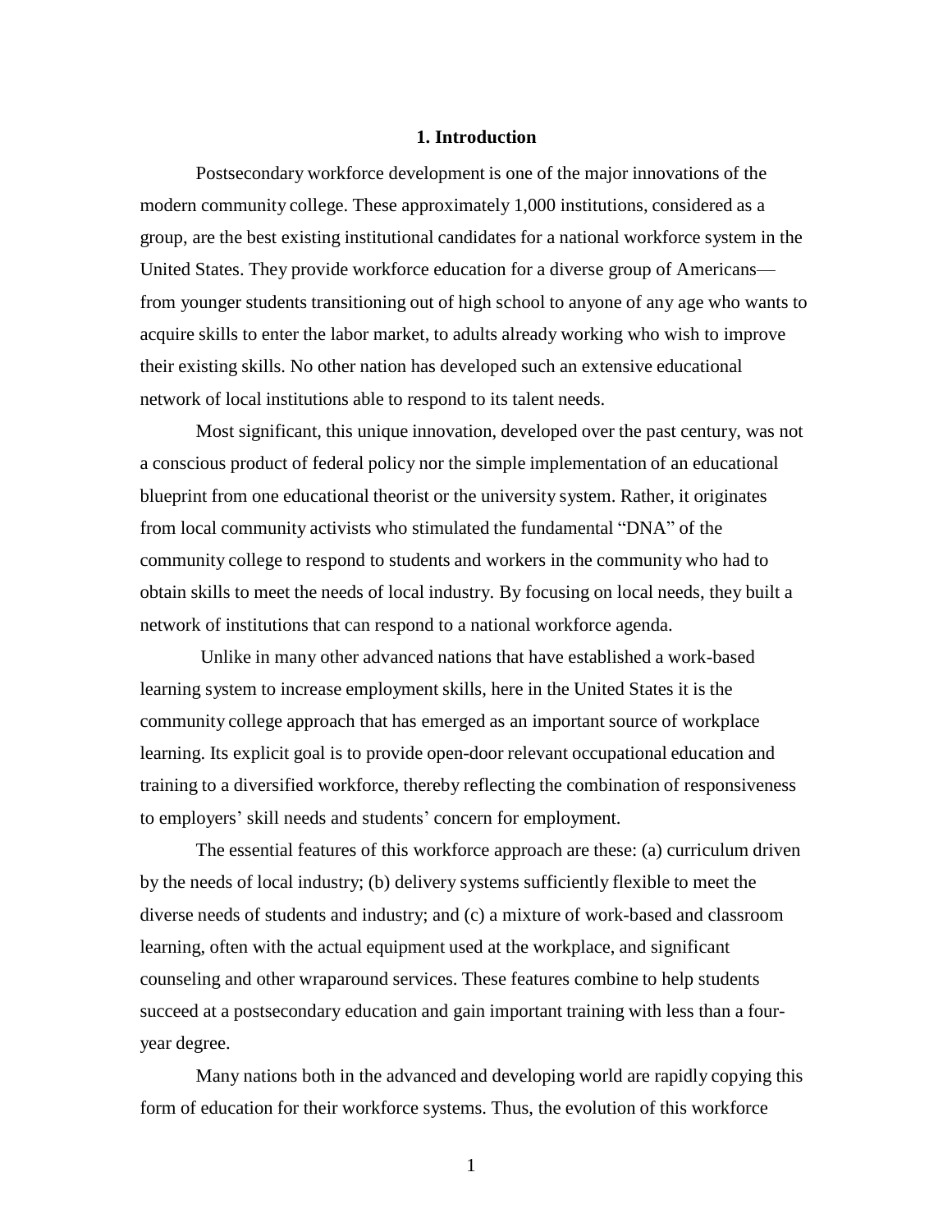## 1. Introduction

Postsecondary workforce development is one of the major innovations of the modern community college. These approximately 1,000 institutions, considered as a group, are the best existing institutional candidates for a national workforce system in the United States. They provide workforce education for a diverse group of Americans—from younger students transitioning out of high school to anyone of any age who wants to acquire skills to enter the labor market, to adults already working who wish to improve their existing skills. No other nation has developed such an extensive educational network of local institutions able to respond to its talent needs.

Most significant, this unique innovation, developed over the past century, was not a conscious product of federal policy nor the simple implementation of an educational blueprint from one educational theorist or the university system. Rather, it originates from local community activists who stimulated the fundamental "DNA" of the community college to respond to students and workers in the community who had to obtain skills to meet the needs of local industry. By focusing on local needs, they built a network of institutions that can respond to a national workforce agenda.

Unlike in many other advanced nations that have established a work-based learning system to increase employment skills, here in the United States it is the community college approach that has emerged as an important source of workplace learning. Its explicit goal is to provide open-door relevant occupational education and training to a diversified workforce, thereby reflecting the combination of responsiveness to employers' skill needs and students' concern for employment.

The essential features of this workforce approach are these: (a) curriculum driven by the needs of local industry; (b) delivery systems sufficiently flexible to meet the diverse needs of students and industry; and (c) a mixture of work-based and classroom learning, often with the actual equipment used at the workplace, and significant counseling and other wraparound services. These features combine to help students succeed at a postsecondary education and gain important training with less than a four-year degree.

Many nations both in the advanced and developing world are rapidly copying this form of education for their workforce systems. Thus, the evolution of this workforce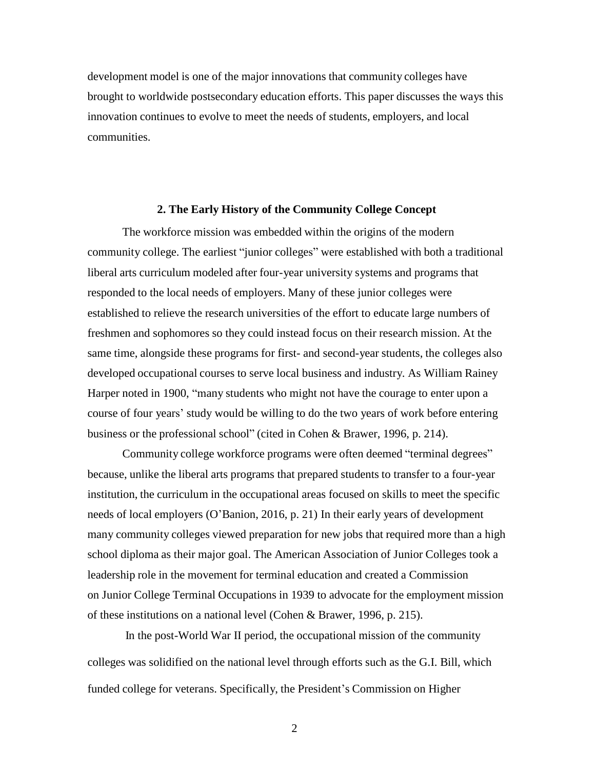development model is one of the major innovations that community colleges have brought to worldwide postsecondary education efforts. This paper discusses the ways this innovation continues to evolve to meet the needs of students, employers, and local communities.

## 2. The Early History of the Community College Concept

The workforce mission was embedded within the origins of the modern community college. The earliest "junior colleges" were established with both a traditional liberal arts curriculum modeled after four-year university systems and programs that responded to the local needs of employers. Many of these junior colleges were established to relieve the research universities of the effort to educate large numbers of freshmen and sophomores so they could instead focus on their research mission. At the same time, alongside these programs for first- and second-year students, the colleges also developed occupational courses to serve local business and industry. As William Rainey Harper noted in 1900, "many students who might not have the courage to enter upon a course of four years' study would be willing to do the two years of work before entering business or the professional school" (cited in Cohen & Brawer, 1996, p. 214).

Community college workforce programs were often deemed "terminal degrees" because, unlike the liberal arts programs that prepared students to transfer to a four-year institution, the curriculum in the occupational areas focused on skills to meet the specific needs of local employers (O'Banion, 2016, p. 21) In their early years of development many community colleges viewed preparation for new jobs that required more than a high school diploma as their major goal. The American Association of Junior Colleges took a leadership role in the movement for terminal education and created a Commission on Junior College Terminal Occupations in 1939 to advocate for the employment mission of these institutions on a national level (Cohen & Brawer, 1996, p. 215).

In the post-World War II period, the occupational mission of the community colleges was solidified on the national level through efforts such as the G.I. Bill, which funded college for veterans. Specifically, the President's Commission on Higher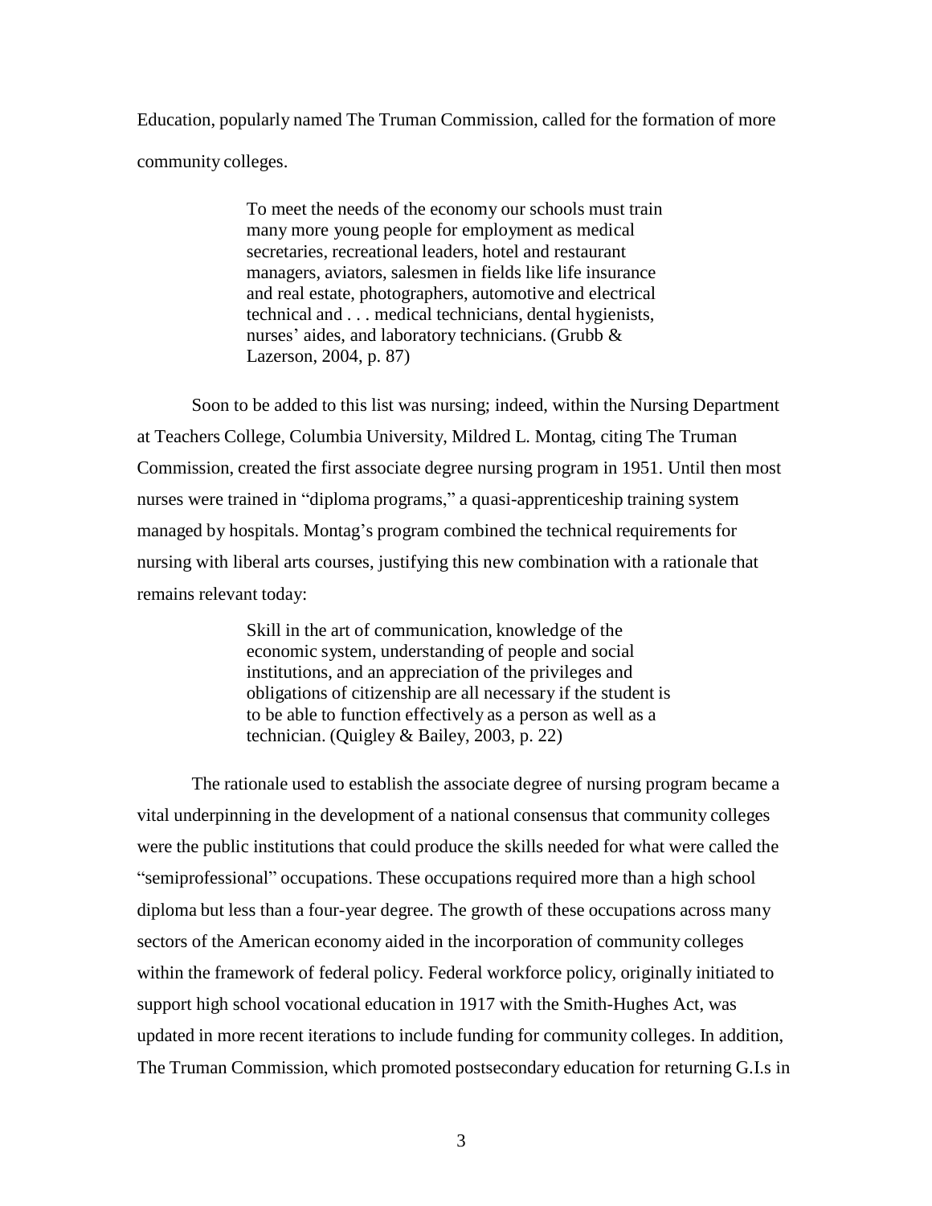Education, popularly named The Truman Commission, called for the formation of more community colleges.

> To meet the needs of the economy our schools must train many more young people for employment as medical secretaries, recreational leaders, hotel and restaurant managers, aviators, salesmen in fields like life insurance and real estate, photographers, automotive and electrical technical and . . . medical technicians, dental hygienists, nurses' aides, and laboratory technicians. (Grubb & Lazerson, 2004, p. 87)

Soon to be added to this list was nursing; indeed, within the Nursing Department at Teachers College, Columbia University, Mildred L. Montag, citing The Truman Commission, created the first associate degree nursing program in 1951. Until then most nurses were trained in "diploma programs," a quasi-apprenticeship training system managed by hospitals. Montag's program combined the technical requirements for nursing with liberal arts courses, justifying this new combination with a rationale that remains relevant today:

> Skill in the art of communication, knowledge of the economic system, understanding of people and social institutions, and an appreciation of the privileges and obligations of citizenship are all necessary if the student is to be able to function effectively as a person as well as a technician. (Quigley & Bailey, 2003, p. 22)

The rationale used to establish the associate degree of nursing program became a vital underpinning in the development of a national consensus that community colleges were the public institutions that could produce the skills needed for what were called the "semiprofessional" occupations. These occupations required more than a high school diploma but less than a four-year degree. The growth of these occupations across many sectors of the American economy aided in the incorporation of community colleges within the framework of federal policy. Federal workforce policy, originally initiated to support high school vocational education in 1917 with the Smith-Hughes Act, was updated in more recent iterations to include funding for community colleges. In addition, The Truman Commission, which promoted postsecondary education for returning G.I.s in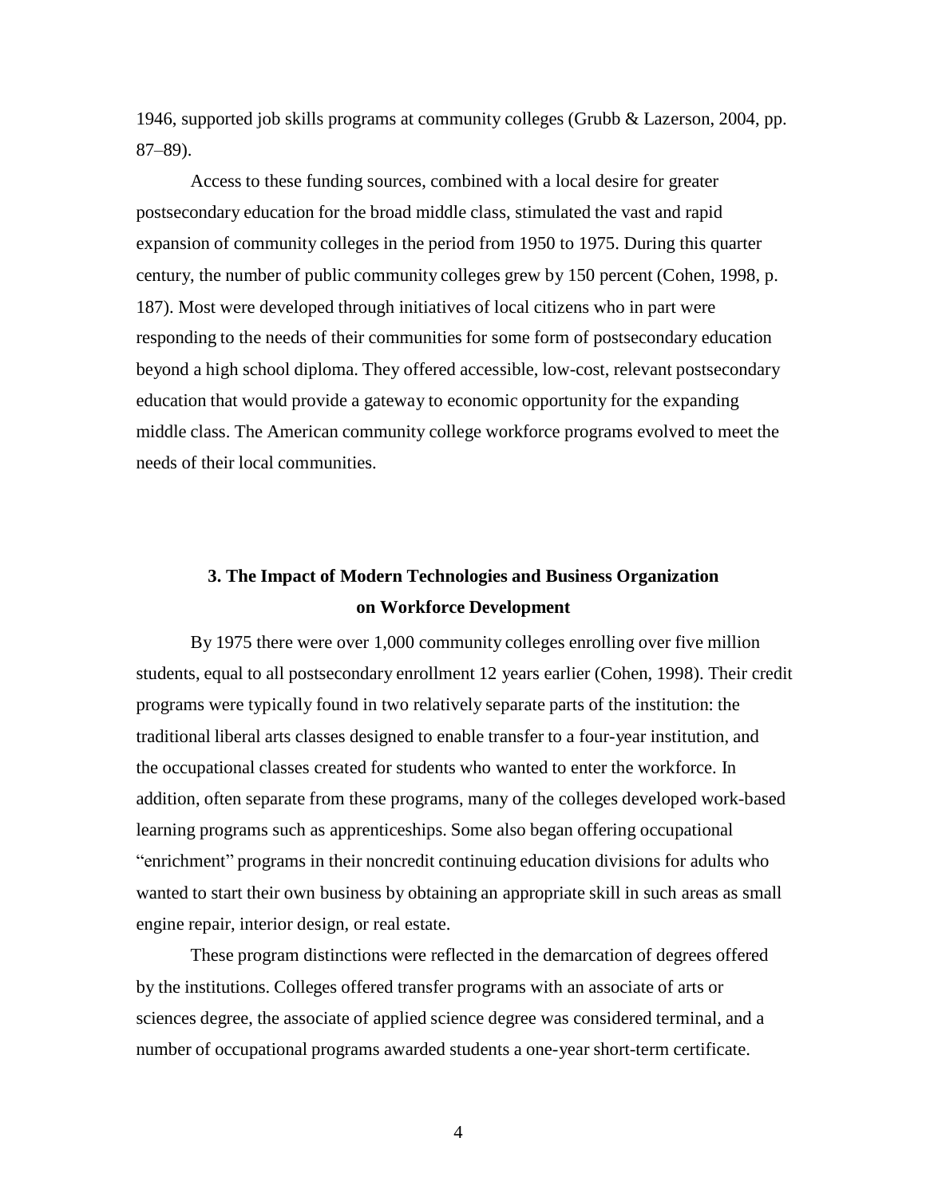1946, supported job skills programs at community colleges (Grubb & Lazerson, 2004, pp. 87–89).

Access to these funding sources, combined with a local desire for greater postsecondary education for the broad middle class, stimulated the vast and rapid expansion of community colleges in the period from 1950 to 1975. During this quarter century, the number of public community colleges grew by 150 percent (Cohen, 1998, p. 187). Most were developed through initiatives of local citizens who in part were responding to the needs of their communities for some form of postsecondary education beyond a high school diploma. They offered accessible, low-cost, relevant postsecondary education that would provide a gateway to economic opportunity for the expanding middle class. The American community college workforce programs evolved to meet the needs of their local communities.

## 3. The Impact of Modern Technologies and Business Organization on Workforce Development

By 1975 there were over 1,000 community colleges enrolling over five million students, equal to all postsecondary enrollment 12 years earlier (Cohen, 1998). Their credit programs were typically found in two relatively separate parts of the institution: the traditional liberal arts classes designed to enable transfer to a four-year institution, and the occupational classes created for students who wanted to enter the workforce. In addition, often separate from these programs, many of the colleges developed work-based learning programs such as apprenticeships. Some also began offering occupational "enrichment" programs in their noncredit continuing education divisions for adults who wanted to start their own business by obtaining an appropriate skill in such areas as small engine repair, interior design, or real estate.

These program distinctions were reflected in the demarcation of degrees offered by the institutions. Colleges offered transfer programs with an associate of arts or sciences degree, the associate of applied science degree was considered terminal, and a number of occupational programs awarded students a one-year short-term certificate.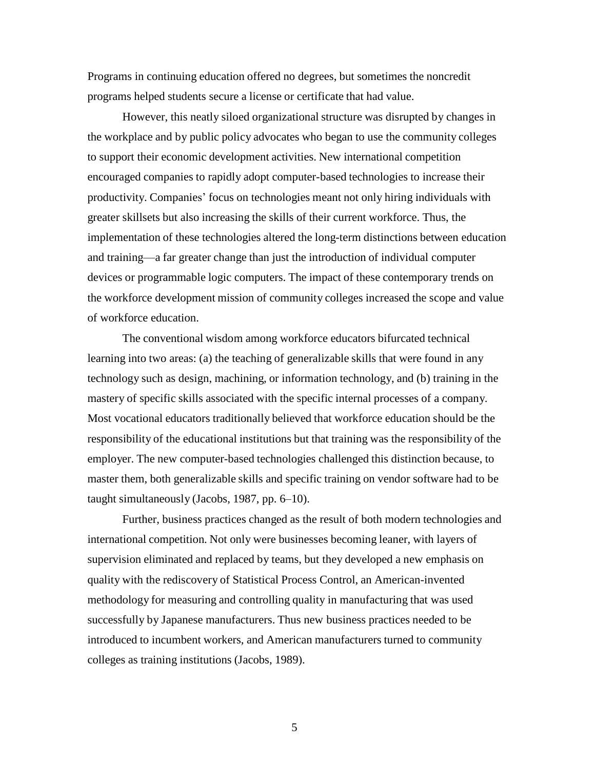Programs in continuing education offered no degrees, but sometimes the noncredit programs helped students secure a license or certificate that had value.

However, this neatly siloed organizational structure was disrupted by changes in the workplace and by public policy advocates who began to use the community colleges to support their economic development activities. New international competition encouraged companies to rapidly adopt computer-based technologies to increase their productivity. Companies' focus on technologies meant not only hiring individuals with greater skillsets but also increasing the skills of their current workforce. Thus, the implementation of these technologies altered the long-term distinctions between education and training—a far greater change than just the introduction of individual computer devices or programmable logic computers. The impact of these contemporary trends on the workforce development mission of community colleges increased the scope and value of workforce education.

The conventional wisdom among workforce educators bifurcated technical learning into two areas: (a) the teaching of generalizable skills that were found in any technology such as design, machining, or information technology, and (b) training in the mastery of specific skills associated with the specific internal processes of a company. Most vocational educators traditionally believed that workforce education should be the responsibility of the educational institutions but that training was the responsibility of the employer. The new computer-based technologies challenged this distinction because, to master them, both generalizable skills and specific training on vendor software had to be taught simultaneously (Jacobs, 1987, pp. 6–10).

Further, business practices changed as the result of both modern technologies and international competition. Not only were businesses becoming leaner, with layers of supervision eliminated and replaced by teams, but they developed a new emphasis on quality with the rediscovery of Statistical Process Control, an American-invented methodology for measuring and controlling quality in manufacturing that was used successfully by Japanese manufacturers. Thus new business practices needed to be introduced to incumbent workers, and American manufacturers turned to community colleges as training institutions (Jacobs, 1989).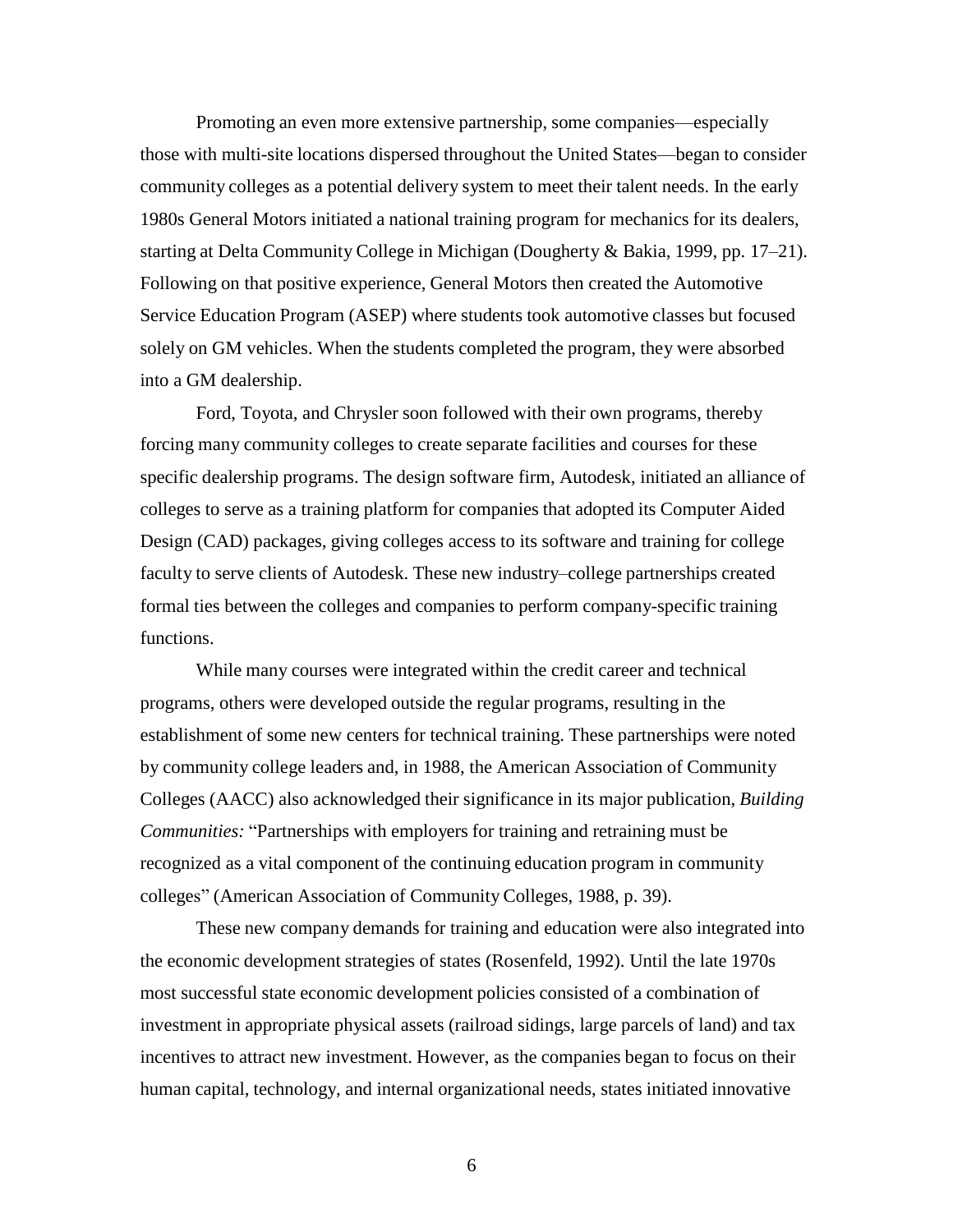Promoting an even more extensive partnership, some companies—especially those with multi-site locations dispersed throughout the United States—began to consider community colleges as a potential delivery system to meet their talent needs. In the early 1980s General Motors initiated a national training program for mechanics for its dealers, starting at Delta Community College in Michigan (Dougherty & Bakia, 1999, pp. 17–21). Following on that positive experience, General Motors then created the Automotive Service Education Program (ASEP) where students took automotive classes but focused solely on GM vehicles. When the students completed the program, they were absorbed into a GM dealership.

Ford, Toyota, and Chrysler soon followed with their own programs, thereby forcing many community colleges to create separate facilities and courses for these specific dealership programs. The design software firm, Autodesk, initiated an alliance of colleges to serve as a training platform for companies that adopted its Computer Aided Design (CAD) packages, giving colleges access to its software and training for college faculty to serve clients of Autodesk. These new industry–college partnerships created formal ties between the colleges and companies to perform company-specific training functions.

While many courses were integrated within the credit career and technical programs, others were developed outside the regular programs, resulting in the establishment of some new centers for technical training. These partnerships were noted by community college leaders and, in 1988, the American Association of Community Colleges (AACC) also acknowledged their significance in its major publication, *Building Communities:* "Partnerships with employers for training and retraining must be recognized as a vital component of the continuing education program in community colleges" (American Association of Community Colleges, 1988, p. 39).

These new company demands for training and education were also integrated into the economic development strategies of states (Rosenfeld, 1992). Until the late 1970s most successful state economic development policies consisted of a combination of investment in appropriate physical assets (railroad sidings, large parcels of land) and tax incentives to attract new investment. However, as the companies began to focus on their human capital, technology, and internal organizational needs, states initiated innovative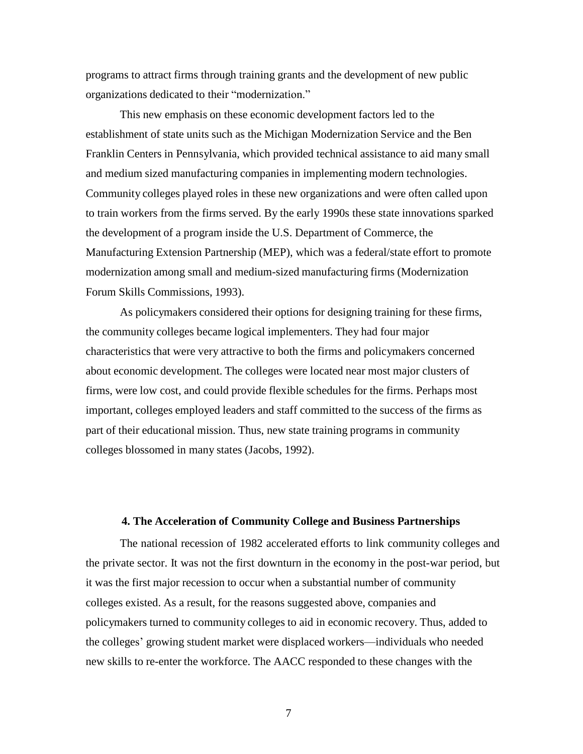programs to attract firms through training grants and the development of new public organizations dedicated to their "modernization."

This new emphasis on these economic development factors led to the establishment of state units such as the Michigan Modernization Service and the Ben Franklin Centers in Pennsylvania, which provided technical assistance to aid many small and medium sized manufacturing companies in implementing modern technologies. Community colleges played roles in these new organizations and were often called upon to train workers from the firms served. By the early 1990s these state innovations sparked the development of a program inside the U.S. Department of Commerce, the Manufacturing Extension Partnership (MEP), which was a federal/state effort to promote modernization among small and medium-sized manufacturing firms (Modernization Forum Skills Commissions, 1993).

As policymakers considered their options for designing training for these firms, the community colleges became logical implementers. They had four major characteristics that were very attractive to both the firms and policymakers concerned about economic development. The colleges were located near most major clusters of firms, were low cost, and could provide flexible schedules for the firms. Perhaps most important, colleges employed leaders and staff committed to the success of the firms as part of their educational mission. Thus, new state training programs in community colleges blossomed in many states (Jacobs, 1992).

## 4. The Acceleration of Community College and Business Partnerships

The national recession of 1982 accelerated efforts to link community colleges and the private sector. It was not the first downturn in the economy in the post-war period, but it was the first major recession to occur when a substantial number of community colleges existed. As a result, for the reasons suggested above, companies and policymakers turned to community colleges to aid in economic recovery. Thus, added to the colleges' growing student market were displaced workers—individuals who needed new skills to re-enter the workforce. The AACC responded to these changes with the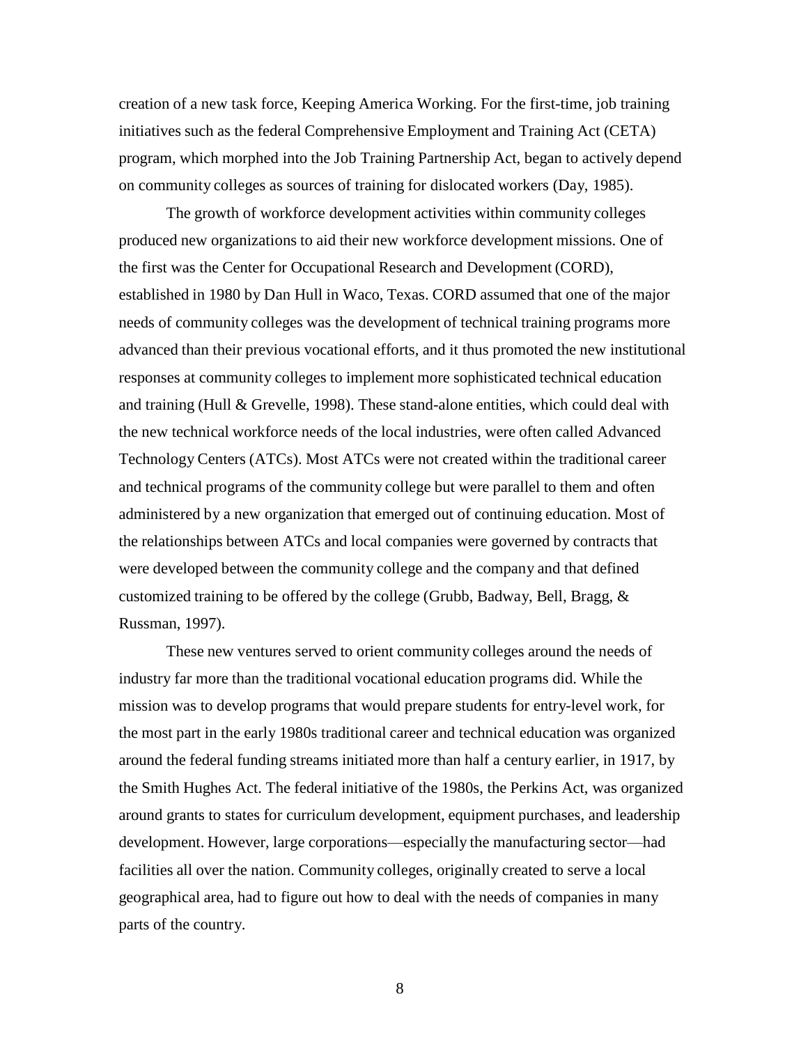creation of a new task force, Keeping America Working. For the first-time, job training initiatives such as the federal Comprehensive Employment and Training Act (CETA) program, which morphed into the Job Training Partnership Act, began to actively depend on community colleges as sources of training for dislocated workers (Day, 1985).

The growth of workforce development activities within community colleges produced new organizations to aid their new workforce development missions. One of the first was the Center for Occupational Research and Development (CORD), established in 1980 by Dan Hull in Waco, Texas. CORD assumed that one of the major needs of community colleges was the development of technical training programs more advanced than their previous vocational efforts, and it thus promoted the new institutional responses at community colleges to implement more sophisticated technical education and training (Hull & Grevelle, 1998). These stand-alone entities, which could deal with the new technical workforce needs of the local industries, were often called Advanced Technology Centers (ATCs). Most ATCs were not created within the traditional career and technical programs of the community college but were parallel to them and often administered by a new organization that emerged out of continuing education. Most of the relationships between ATCs and local companies were governed by contracts that were developed between the community college and the company and that defined customized training to be offered by the college (Grubb, Badway, Bell, Bragg, & Russman, 1997).

These new ventures served to orient community colleges around the needs of industry far more than the traditional vocational education programs did. While the mission was to develop programs that would prepare students for entry-level work, for the most part in the early 1980s traditional career and technical education was organized around the federal funding streams initiated more than half a century earlier, in 1917, by the Smith Hughes Act. The federal initiative of the 1980s, the Perkins Act, was organized around grants to states for curriculum development, equipment purchases, and leadership development. However, large corporations—especially the manufacturing sector—had facilities all over the nation. Community colleges, originally created to serve a local geographical area, had to figure out how to deal with the needs of companies in many parts of the country.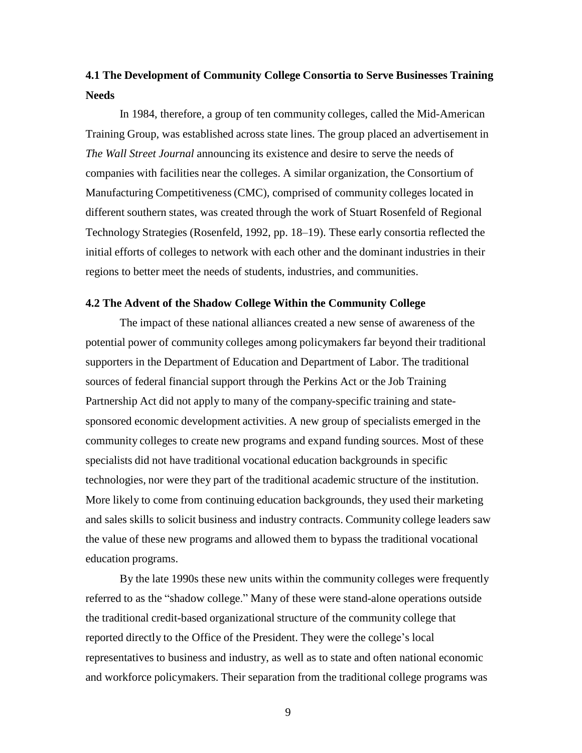### 4.1 The Development of Community College Consortia to Serve Businesses Training Needs

In 1984, therefore, a group of ten community colleges, called the Mid-American Training Group, was established across state lines. The group placed an advertisement in *The Wall Street Journal* announcing its existence and desire to serve the needs of companies with facilities near the colleges. A similar organization, the Consortium of Manufacturing Competitiveness (CMC), comprised of community colleges located in different southern states, was created through the work of Stuart Rosenfeld of Regional Technology Strategies (Rosenfeld, 1992, pp. 18–19). These early consortia reflected the initial efforts of colleges to network with each other and the dominant industries in their regions to better meet the needs of students, industries, and communities.

### 4.2 The Advent of the Shadow College Within the Community College

The impact of these national alliances created a new sense of awareness of the potential power of community colleges among policymakers far beyond their traditional supporters in the Department of Education and Department of Labor. The traditional sources of federal financial support through the Perkins Act or the Job Training Partnership Act did not apply to many of the company-specific training and state-sponsored economic development activities. A new group of specialists emerged in the community colleges to create new programs and expand funding sources. Most of these specialists did not have traditional vocational education backgrounds in specific technologies, nor were they part of the traditional academic structure of the institution. More likely to come from continuing education backgrounds, they used their marketing and sales skills to solicit business and industry contracts. Community college leaders saw the value of these new programs and allowed them to bypass the traditional vocational education programs.

By the late 1990s these new units within the community colleges were frequently referred to as the "shadow college." Many of these were stand-alone operations outside the traditional credit-based organizational structure of the community college that reported directly to the Office of the President. They were the college's local representatives to business and industry, as well as to state and often national economic and workforce policymakers. Their separation from the traditional college programs was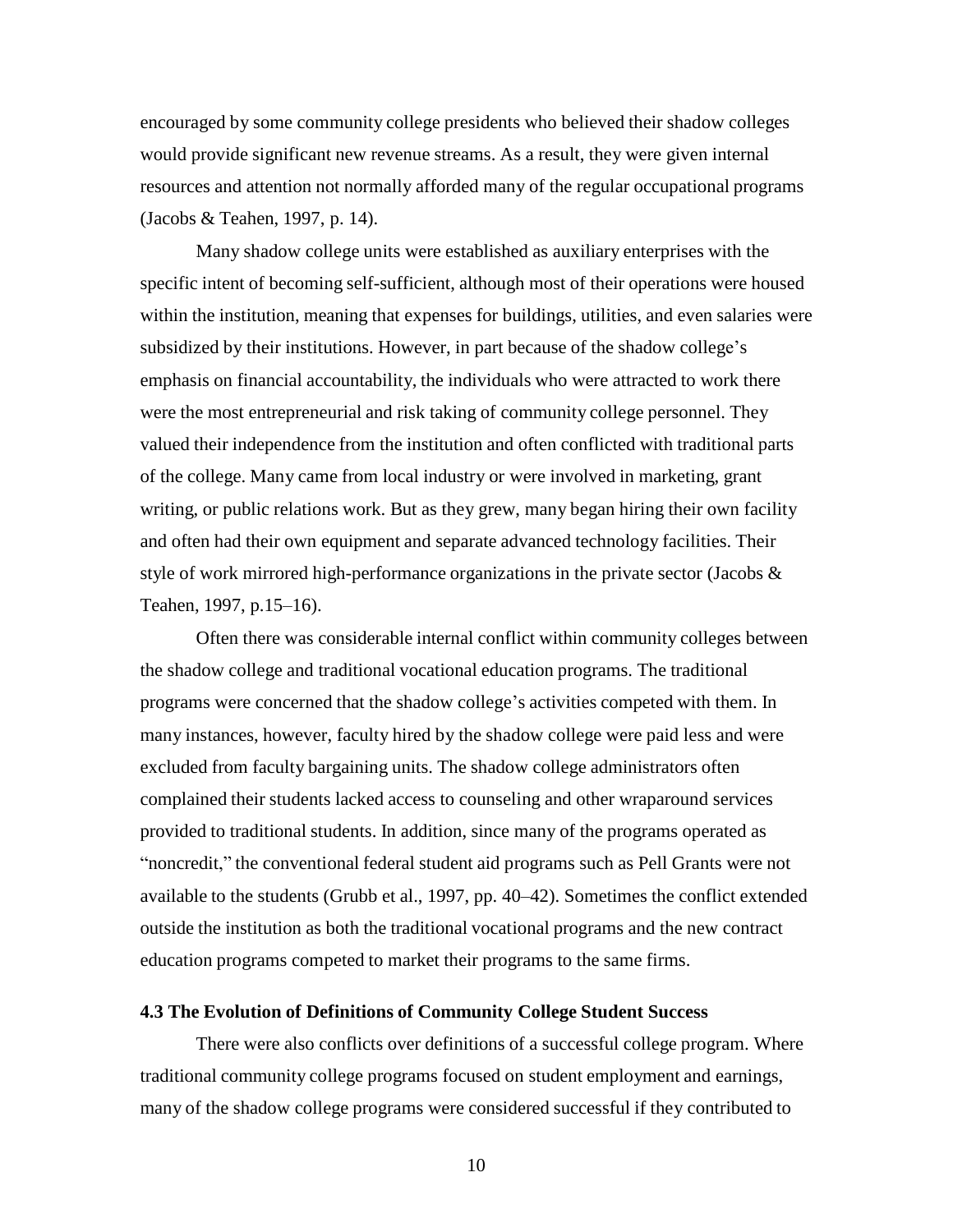encouraged by some community college presidents who believed their shadow colleges would provide significant new revenue streams. As a result, they were given internal resources and attention not normally afforded many of the regular occupational programs (Jacobs & Teahen, 1997, p. 14).

Many shadow college units were established as auxiliary enterprises with the specific intent of becoming self-sufficient, although most of their operations were housed within the institution, meaning that expenses for buildings, utilities, and even salaries were subsidized by their institutions. However, in part because of the shadow college's emphasis on financial accountability, the individuals who were attracted to work there were the most entrepreneurial and risk taking of community college personnel. They valued their independence from the institution and often conflicted with traditional parts of the college. Many came from local industry or were involved in marketing, grant writing, or public relations work. But as they grew, many began hiring their own facility and often had their own equipment and separate advanced technology facilities. Their style of work mirrored high-performance organizations in the private sector (Jacobs & Teahen, 1997, p.15–16).

Often there was considerable internal conflict within community colleges between the shadow college and traditional vocational education programs. The traditional programs were concerned that the shadow college's activities competed with them. In many instances, however, faculty hired by the shadow college were paid less and were excluded from faculty bargaining units. The shadow college administrators often complained their students lacked access to counseling and other wraparound services provided to traditional students. In addition, since many of the programs operated as "noncredit," the conventional federal student aid programs such as Pell Grants were not available to the students (Grubb et al., 1997, pp. 40–42). Sometimes the conflict extended outside the institution as both the traditional vocational programs and the new contract education programs competed to market their programs to the same firms.

### 4.3 The Evolution of Definitions of Community College Student Success

There were also conflicts over definitions of a successful college program. Where traditional community college programs focused on student employment and earnings, many of the shadow college programs were considered successful if they contributed to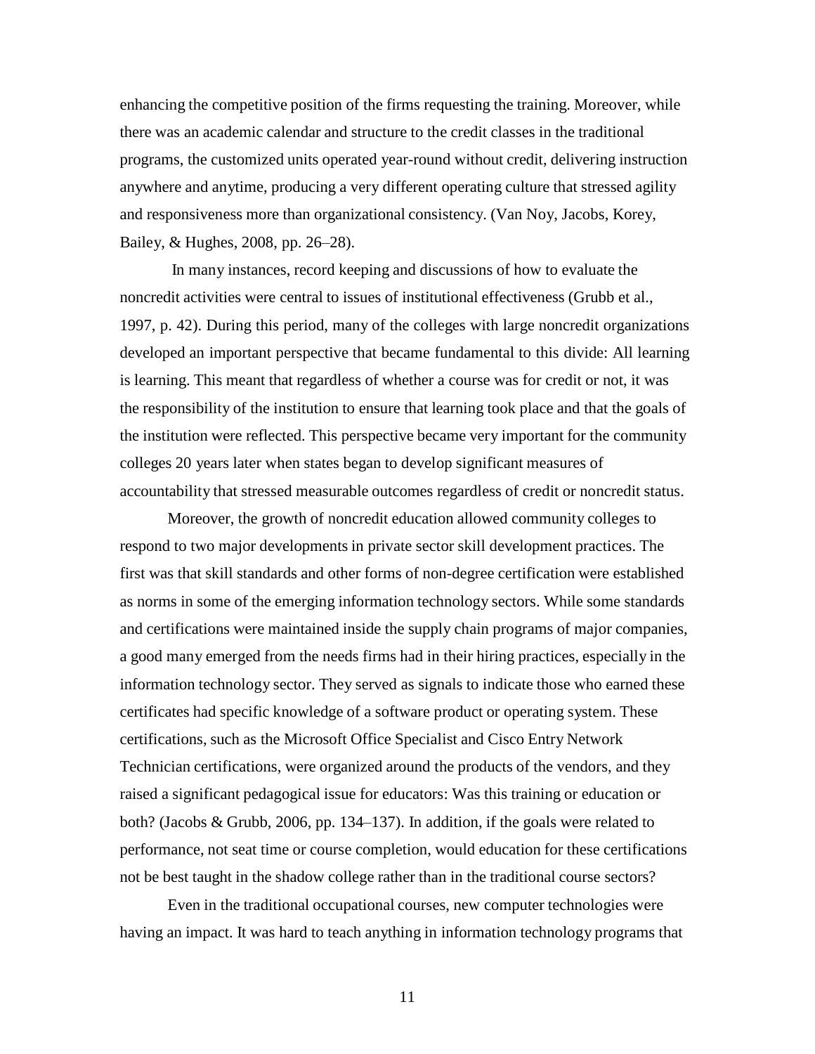enhancing the competitive position of the firms requesting the training. Moreover, while there was an academic calendar and structure to the credit classes in the traditional programs, the customized units operated year-round without credit, delivering instruction anywhere and anytime, producing a very different operating culture that stressed agility and responsiveness more than organizational consistency. (Van Noy, Jacobs, Korey, Bailey, & Hughes, 2008, pp. 26–28).

In many instances, record keeping and discussions of how to evaluate the noncredit activities were central to issues of institutional effectiveness (Grubb et al., 1997, p. 42). During this period, many of the colleges with large noncredit organizations developed an important perspective that became fundamental to this divide: All learning is learning. This meant that regardless of whether a course was for credit or not, it was the responsibility of the institution to ensure that learning took place and that the goals of the institution were reflected. This perspective became very important for the community colleges 20 years later when states began to develop significant measures of accountability that stressed measurable outcomes regardless of credit or noncredit status.

Moreover, the growth of noncredit education allowed community colleges to respond to two major developments in private sector skill development practices. The first was that skill standards and other forms of non-degree certification were established as norms in some of the emerging information technology sectors. While some standards and certifications were maintained inside the supply chain programs of major companies, a good many emerged from the needs firms had in their hiring practices, especially in the information technology sector. They served as signals to indicate those who earned these certificates had specific knowledge of a software product or operating system. These certifications, such as the Microsoft Office Specialist and Cisco Entry Network Technician certifications, were organized around the products of the vendors, and they raised a significant pedagogical issue for educators: Was this training or education or both? (Jacobs & Grubb, 2006, pp. 134–137). In addition, if the goals were related to performance, not seat time or course completion, would education for these certifications not be best taught in the shadow college rather than in the traditional course sectors?

Even in the traditional occupational courses, new computer technologies were having an impact. It was hard to teach anything in information technology programs that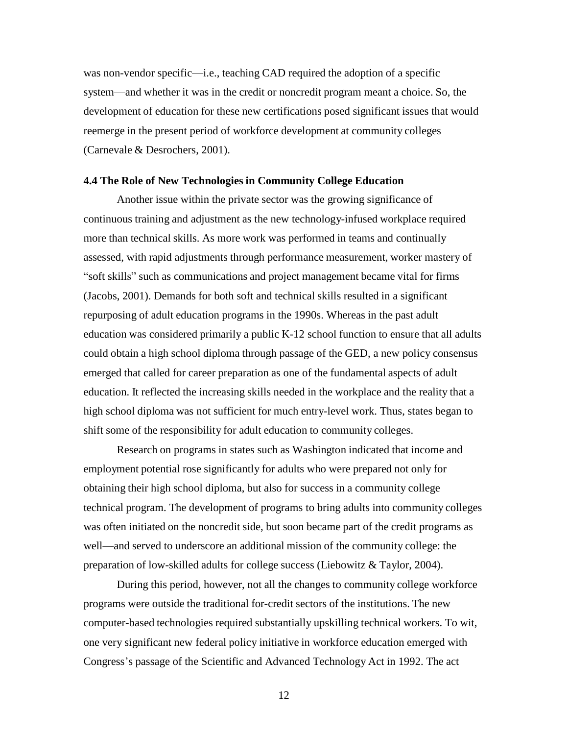was non-vendor specific—i.e., teaching CAD required the adoption of a specific system—and whether it was in the credit or noncredit program meant a choice. So, the development of education for these new certifications posed significant issues that would reemerge in the present period of workforce development at community colleges (Carnevale & Desrochers, 2001).

### 4.4 The Role of New Technologies in Community College Education

Another issue within the private sector was the growing significance of continuous training and adjustment as the new technology-infused workplace required more than technical skills. As more work was performed in teams and continually assessed, with rapid adjustments through performance measurement, worker mastery of "soft skills" such as communications and project management became vital for firms (Jacobs, 2001). Demands for both soft and technical skills resulted in a significant repurposing of adult education programs in the 1990s. Whereas in the past adult education was considered primarily a public K-12 school function to ensure that all adults could obtain a high school diploma through passage of the GED, a new policy consensus emerged that called for career preparation as one of the fundamental aspects of adult education. It reflected the increasing skills needed in the workplace and the reality that a high school diploma was not sufficient for much entry-level work. Thus, states began to shift some of the responsibility for adult education to community colleges.

Research on programs in states such as Washington indicated that income and employment potential rose significantly for adults who were prepared not only for obtaining their high school diploma, but also for success in a community college technical program. The development of programs to bring adults into community colleges was often initiated on the noncredit side, but soon became part of the credit programs as well—and served to underscore an additional mission of the community college: the preparation of low-skilled adults for college success (Liebowitz & Taylor, 2004).

During this period, however, not all the changes to community college workforce programs were outside the traditional for-credit sectors of the institutions. The new computer-based technologies required substantially upskilling technical workers. To wit, one very significant new federal policy initiative in workforce education emerged with Congress's passage of the Scientific and Advanced Technology Act in 1992. The act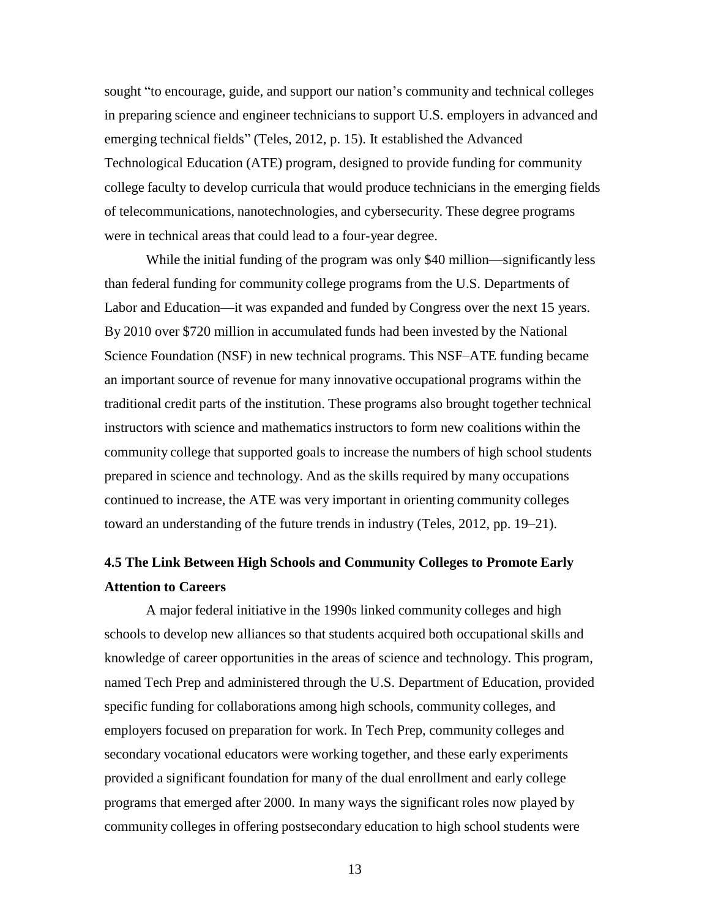sought “to encourage, guide, and support our nation’s community and technical colleges in preparing science and engineer technicians to support U.S. employers in advanced and emerging technical fields” (Teles, 2012, p. 15). It established the Advanced Technological Education (ATE) program, designed to provide funding for community college faculty to develop curricula that would produce technicians in the emerging fields of telecommunications, nanotechnologies, and cybersecurity. These degree programs were in technical areas that could lead to a four-year degree.

While the initial funding of the program was only $40 million—significantly less than federal funding for community college programs from the U.S. Departments of Labor and Education—it was expanded and funded by Congress over the next 15 years. By 2010 over $720 million in accumulated funds had been invested by the National Science Foundation (NSF) in new technical programs. This NSF–ATE funding became an important source of revenue for many innovative occupational programs within the traditional credit parts of the institution. These programs also brought together technical instructors with science and mathematics instructors to form new coalitions within the community college that supported goals to increase the numbers of high school students prepared in science and technology. And as the skills required by many occupations continued to increase, the ATE was very important in orienting community colleges toward an understanding of the future trends in industry (Teles, 2012, pp. 19–21).

### 4.5 The Link Between High Schools and Community Colleges to Promote Early Attention to Careers

A major federal initiative in the 1990s linked community colleges and high schools to develop new alliances so that students acquired both occupational skills and knowledge of career opportunities in the areas of science and technology. This program, named Tech Prep and administered through the U.S. Department of Education, provided specific funding for collaborations among high schools, community colleges, and employers focused on preparation for work. In Tech Prep, community colleges and secondary vocational educators were working together, and these early experiments provided a significant foundation for many of the dual enrollment and early college programs that emerged after 2000. In many ways the significant roles now played by community colleges in offering postsecondary education to high school students were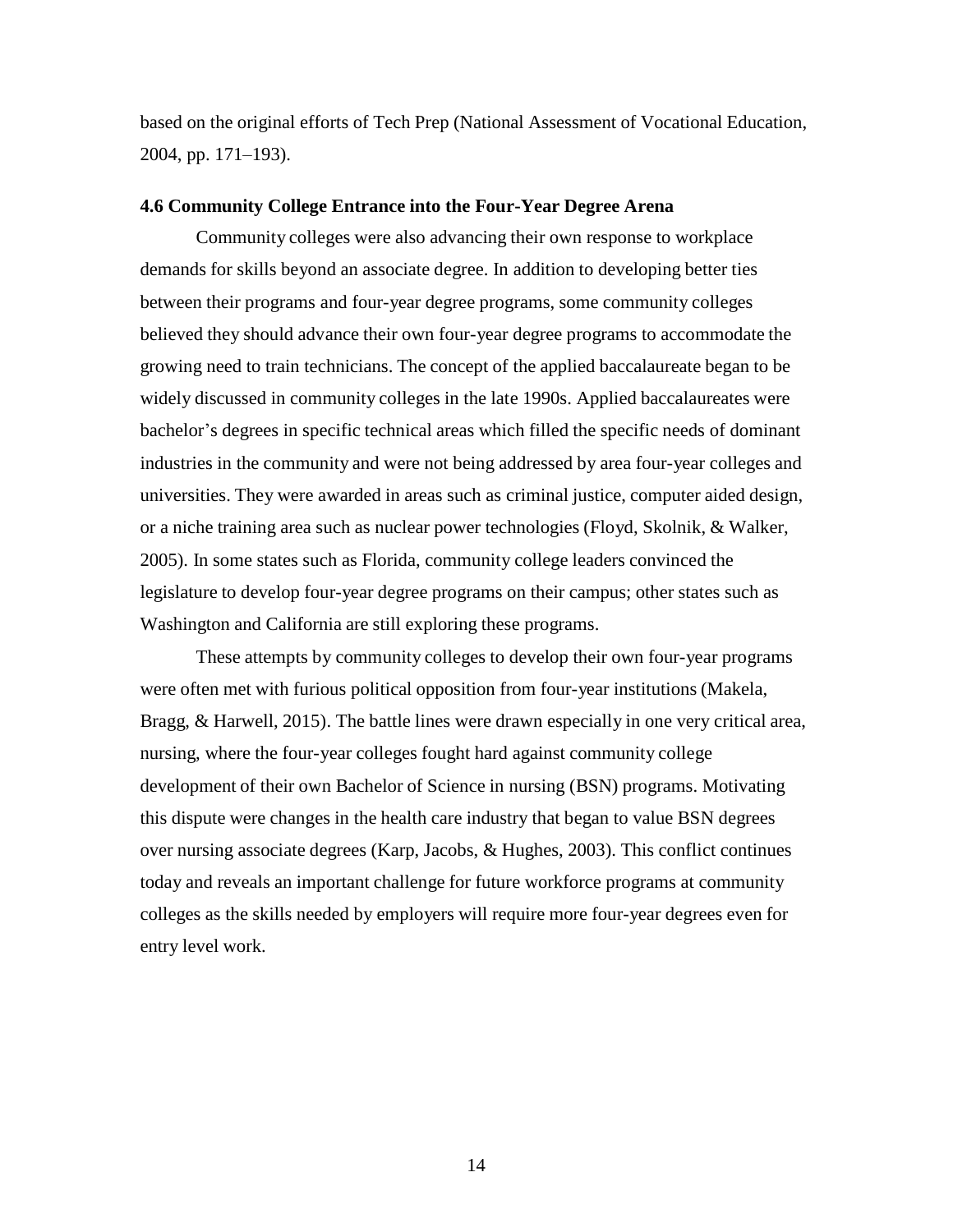based on the original efforts of Tech Prep (National Assessment of Vocational Education, 2004, pp. 171–193).

### 4.6 Community College Entrance into the Four-Year Degree Arena

Community colleges were also advancing their own response to workplace demands for skills beyond an associate degree. In addition to developing better ties between their programs and four-year degree programs, some community colleges believed they should advance their own four-year degree programs to accommodate the growing need to train technicians. The concept of the applied baccalaureate began to be widely discussed in community colleges in the late 1990s. Applied baccalaureates were bachelor's degrees in specific technical areas which filled the specific needs of dominant industries in the community and were not being addressed by area four-year colleges and universities. They were awarded in areas such as criminal justice, computer aided design, or a niche training area such as nuclear power technologies (Floyd, Skolnik, & Walker, 2005). In some states such as Florida, community college leaders convinced the legislature to develop four-year degree programs on their campus; other states such as Washington and California are still exploring these programs.

These attempts by community colleges to develop their own four-year programs were often met with furious political opposition from four-year institutions (Makela, Bragg, & Harwell, 2015). The battle lines were drawn especially in one very critical area, nursing, where the four-year colleges fought hard against community college development of their own Bachelor of Science in nursing (BSN) programs. Motivating this dispute were changes in the health care industry that began to value BSN degrees over nursing associate degrees (Karp, Jacobs, & Hughes, 2003). This conflict continues today and reveals an important challenge for future workforce programs at community colleges as the skills needed by employers will require more four-year degrees even for entry level work.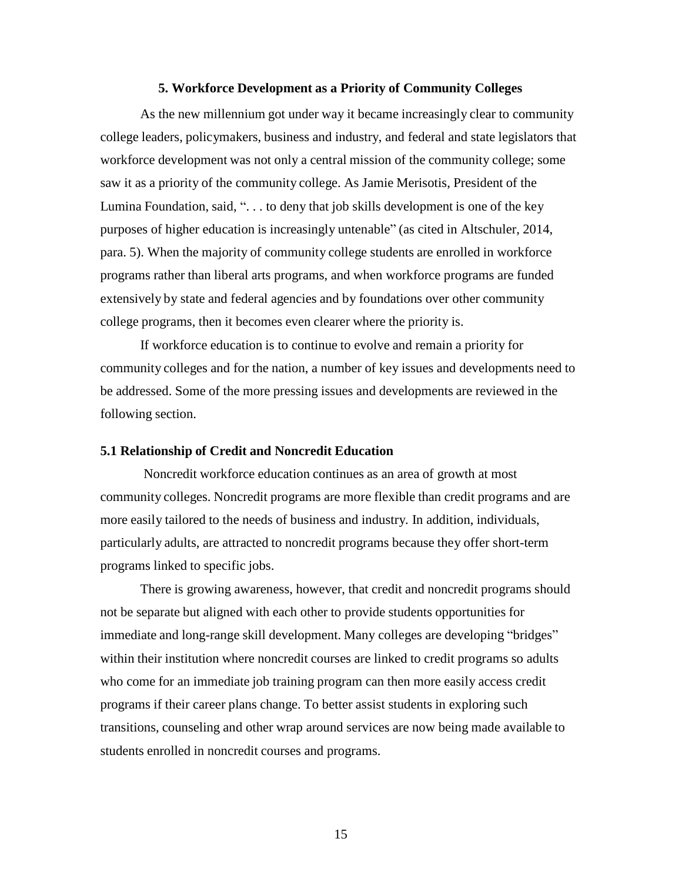## 5. Workforce Development as a Priority of Community Colleges

As the new millennium got under way it became increasingly clear to community college leaders, policymakers, business and industry, and federal and state legislators that workforce development was not only a central mission of the community college; some saw it as a priority of the community college. As Jamie Merisotis, President of the Lumina Foundation, said, ". . . to deny that job skills development is one of the key purposes of higher education is increasingly untenable" (as cited in Altschuler, 2014, para. 5). When the majority of community college students are enrolled in workforce programs rather than liberal arts programs, and when workforce programs are funded extensively by state and federal agencies and by foundations over other community college programs, then it becomes even clearer where the priority is.

If workforce education is to continue to evolve and remain a priority for community colleges and for the nation, a number of key issues and developments need to be addressed. Some of the more pressing issues and developments are reviewed in the following section.

### 5.1 Relationship of Credit and Noncredit Education

Noncredit workforce education continues as an area of growth at most community colleges. Noncredit programs are more flexible than credit programs and are more easily tailored to the needs of business and industry. In addition, individuals, particularly adults, are attracted to noncredit programs because they offer short-term programs linked to specific jobs.

There is growing awareness, however, that credit and noncredit programs should not be separate but aligned with each other to provide students opportunities for immediate and long-range skill development. Many colleges are developing "bridges" within their institution where noncredit courses are linked to credit programs so adults who come for an immediate job training program can then more easily access credit programs if their career plans change. To better assist students in exploring such transitions, counseling and other wrap around services are now being made available to students enrolled in noncredit courses and programs.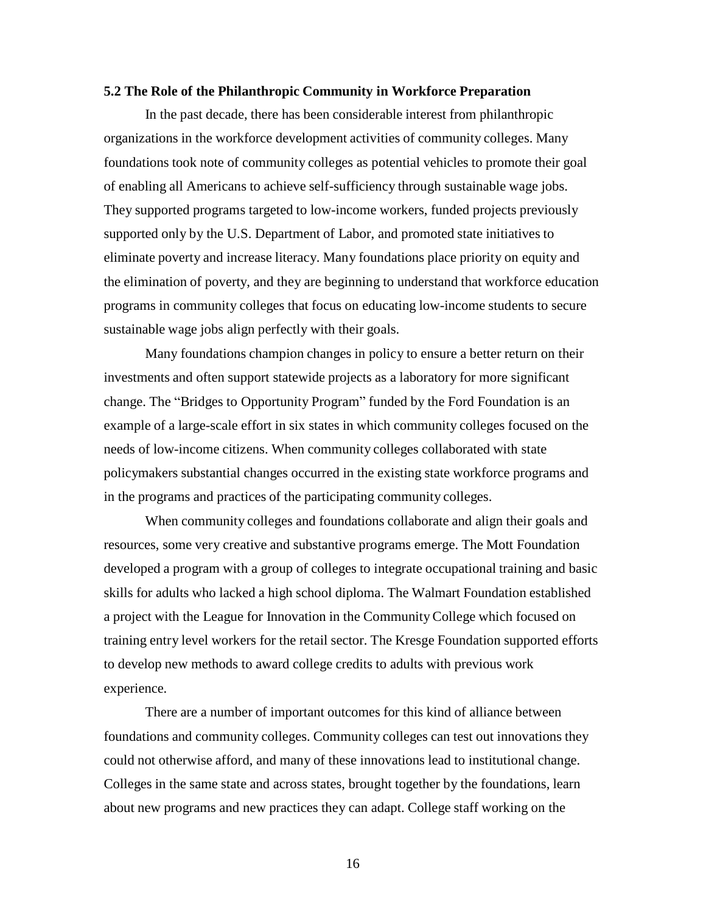### 5.2 The Role of the Philanthropic Community in Workforce Preparation

In the past decade, there has been considerable interest from philanthropic organizations in the workforce development activities of community colleges. Many foundations took note of community colleges as potential vehicles to promote their goal of enabling all Americans to achieve self-sufficiency through sustainable wage jobs. They supported programs targeted to low-income workers, funded projects previously supported only by the U.S. Department of Labor, and promoted state initiatives to eliminate poverty and increase literacy. Many foundations place priority on equity and the elimination of poverty, and they are beginning to understand that workforce education programs in community colleges that focus on educating low-income students to secure sustainable wage jobs align perfectly with their goals.

Many foundations champion changes in policy to ensure a better return on their investments and often support statewide projects as a laboratory for more significant change. The "Bridges to Opportunity Program" funded by the Ford Foundation is an example of a large-scale effort in six states in which community colleges focused on the needs of low-income citizens. When community colleges collaborated with state policymakers substantial changes occurred in the existing state workforce programs and in the programs and practices of the participating community colleges.

When community colleges and foundations collaborate and align their goals and resources, some very creative and substantive programs emerge. The Mott Foundation developed a program with a group of colleges to integrate occupational training and basic skills for adults who lacked a high school diploma. The Walmart Foundation established a project with the League for Innovation in the Community College which focused on training entry level workers for the retail sector. The Kresge Foundation supported efforts to develop new methods to award college credits to adults with previous work experience.

There are a number of important outcomes for this kind of alliance between foundations and community colleges. Community colleges can test out innovations they could not otherwise afford, and many of these innovations lead to institutional change. Colleges in the same state and across states, brought together by the foundations, learn about new programs and new practices they can adapt. College staff working on the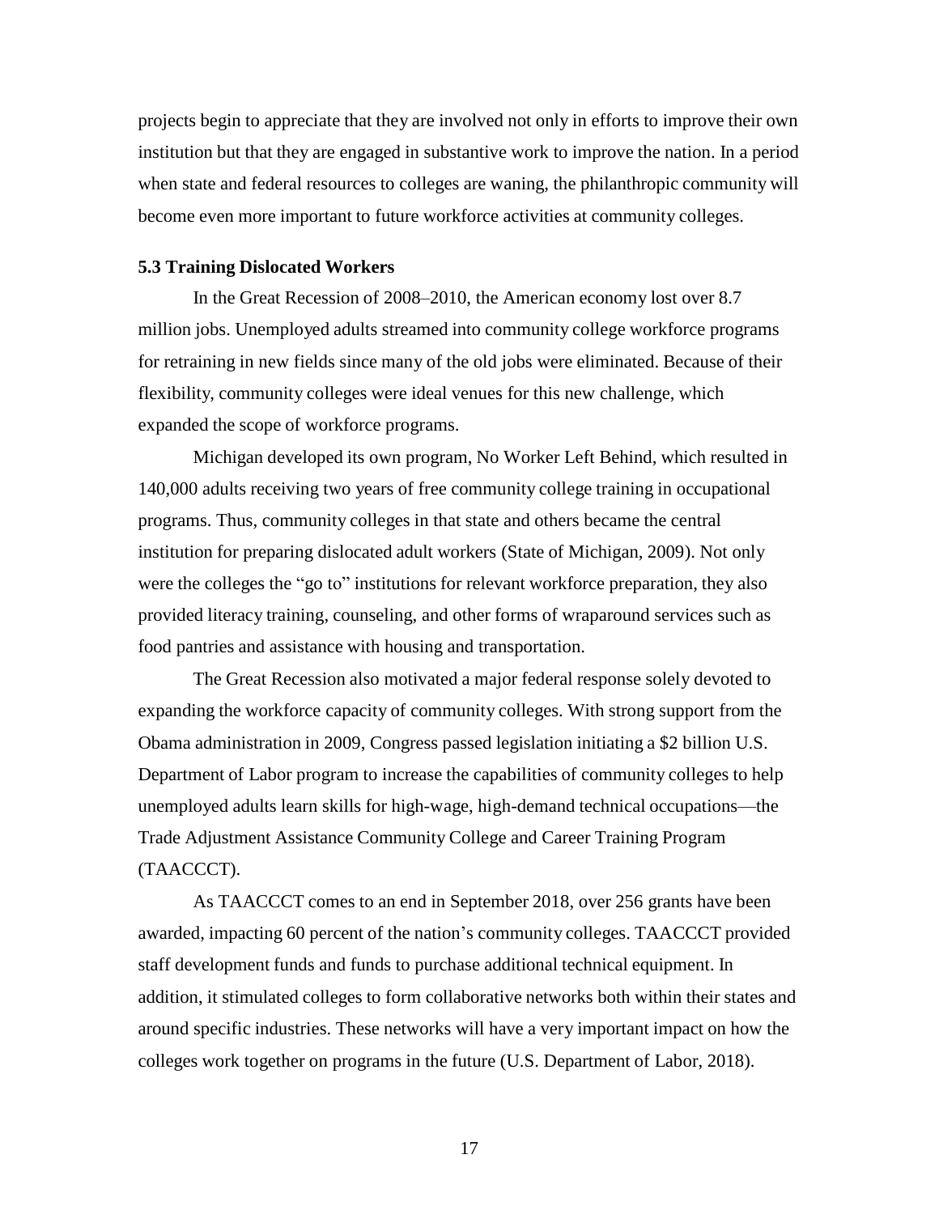projects begin to appreciate that they are involved not only in efforts to improve their own institution but that they are engaged in substantive work to improve the nation. In a period when state and federal resources to colleges are waning, the philanthropic community will become even more important to future workforce activities at community colleges.

### 5.3 Training Dislocated Workers

In the Great Recession of 2008–2010, the American economy lost over 8.7 million jobs. Unemployed adults streamed into community college workforce programs for retraining in new fields since many of the old jobs were eliminated. Because of their flexibility, community colleges were ideal venues for this new challenge, which expanded the scope of workforce programs.

Michigan developed its own program, No Worker Left Behind, which resulted in 140,000 adults receiving two years of free community college training in occupational programs. Thus, community colleges in that state and others became the central institution for preparing dislocated adult workers (State of Michigan, 2009). Not only were the colleges the "go to" institutions for relevant workforce preparation, they also provided literacy training, counseling, and other forms of wraparound services such as food pantries and assistance with housing and transportation.

The Great Recession also motivated a major federal response solely devoted to expanding the workforce capacity of community colleges. With strong support from the Obama administration in 2009, Congress passed legislation initiating a $2 billion U.S. Department of Labor program to increase the capabilities of community colleges to help unemployed adults learn skills for high-wage, high-demand technical occupations—the Trade Adjustment Assistance Community College and Career Training Program (TAACCCT).

As TAACCCT comes to an end in September 2018, over 256 grants have been awarded, impacting 60 percent of the nation's community colleges. TAACCCT provided staff development funds and funds to purchase additional technical equipment. In addition, it stimulated colleges to form collaborative networks both within their states and around specific industries. These networks will have a very important impact on how the colleges work together on programs in the future (U.S. Department of Labor, 2018).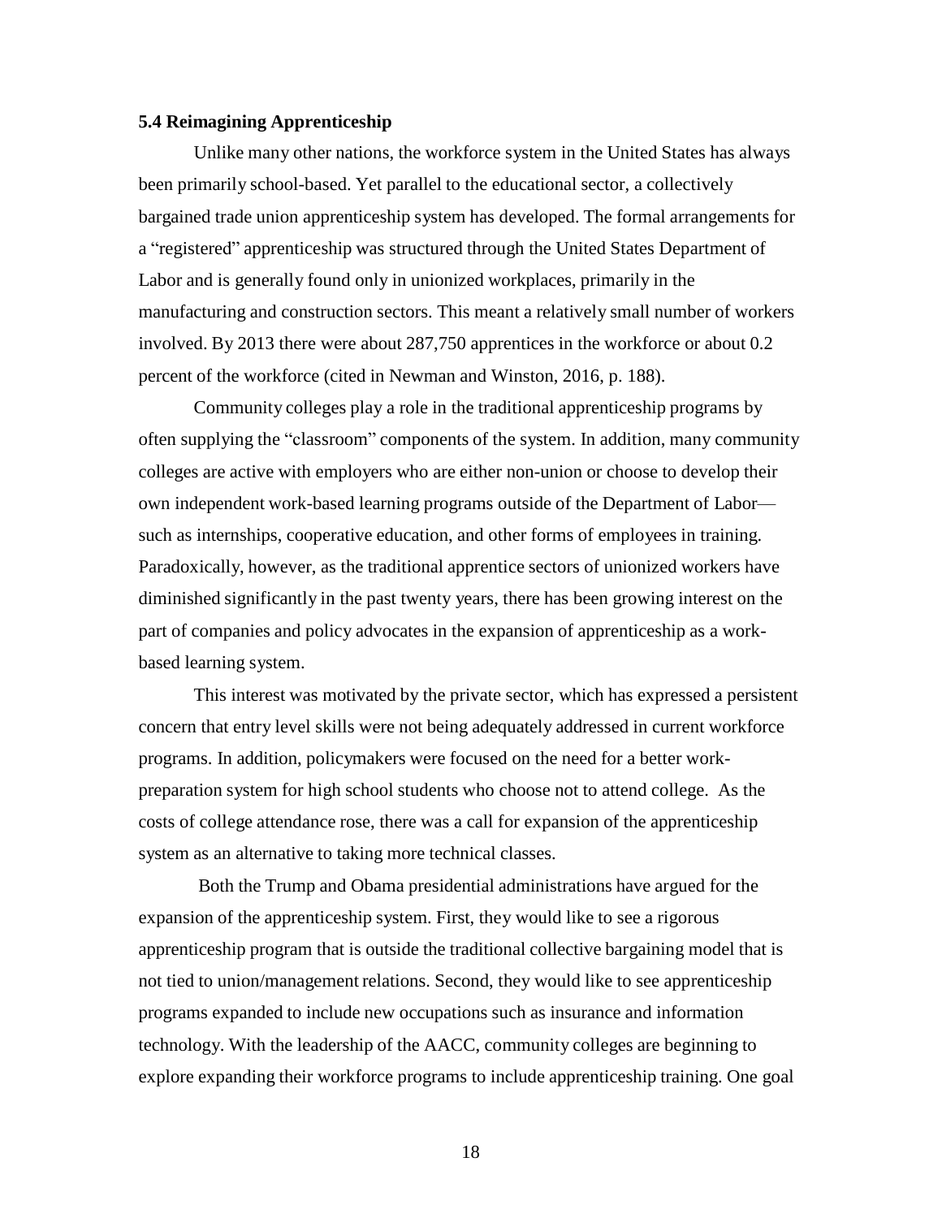### 5.4 Reimagining Apprenticeship

Unlike many other nations, the workforce system in the United States has always been primarily school-based. Yet parallel to the educational sector, a collectively bargained trade union apprenticeship system has developed. The formal arrangements for a "registered" apprenticeship was structured through the United States Department of Labor and is generally found only in unionized workplaces, primarily in the manufacturing and construction sectors. This meant a relatively small number of workers involved. By 2013 there were about 287,750 apprentices in the workforce or about 0.2 percent of the workforce (cited in Newman and Winston, 2016, p. 188).

Community colleges play a role in the traditional apprenticeship programs by often supplying the "classroom" components of the system. In addition, many community colleges are active with employers who are either non-union or choose to develop their own independent work-based learning programs outside of the Department of Labor—such as internships, cooperative education, and other forms of employees in training. Paradoxically, however, as the traditional apprentice sectors of unionized workers have diminished significantly in the past twenty years, there has been growing interest on the part of companies and policy advocates in the expansion of apprenticeship as a work-based learning system.

This interest was motivated by the private sector, which has expressed a persistent concern that entry level skills were not being adequately addressed in current workforce programs. In addition, policymakers were focused on the need for a better work-preparation system for high school students who choose not to attend college. As the costs of college attendance rose, there was a call for expansion of the apprenticeship system as an alternative to taking more technical classes.

Both the Trump and Obama presidential administrations have argued for the expansion of the apprenticeship system. First, they would like to see a rigorous apprenticeship program that is outside the traditional collective bargaining model that is not tied to union/management relations. Second, they would like to see apprenticeship programs expanded to include new occupations such as insurance and information technology. With the leadership of the AACC, community colleges are beginning to explore expanding their workforce programs to include apprenticeship training. One goal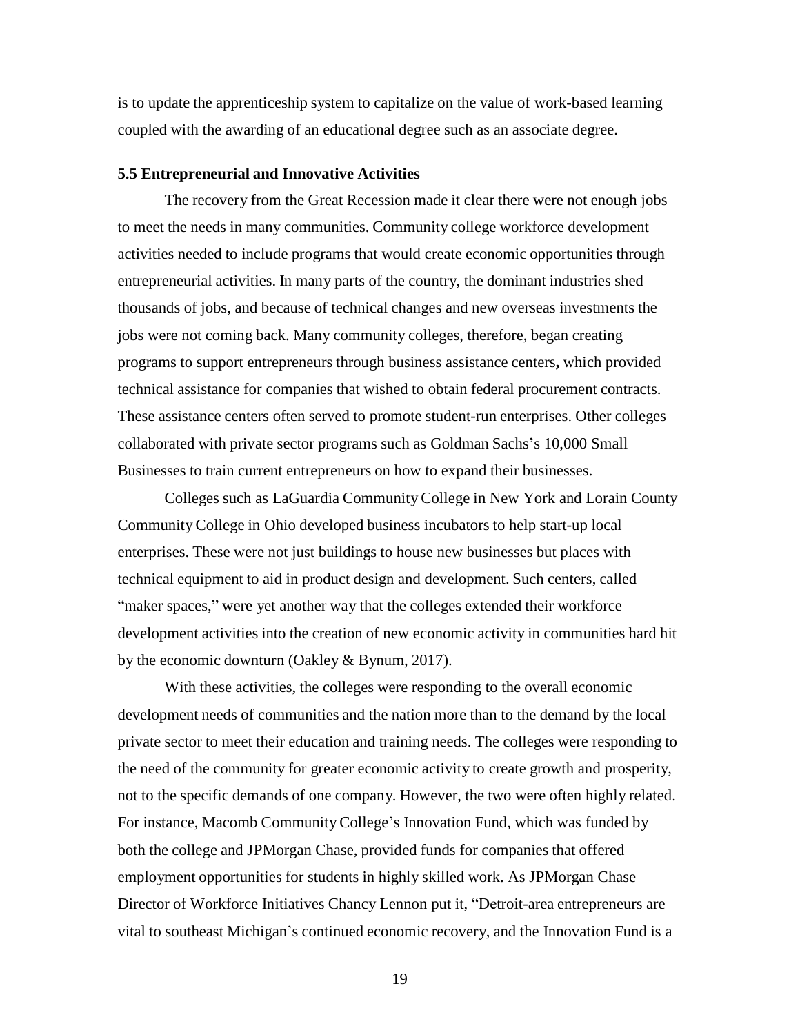is to update the apprenticeship system to capitalize on the value of work-based learning coupled with the awarding of an educational degree such as an associate degree.

### 5.5 Entrepreneurial and Innovative Activities

The recovery from the Great Recession made it clear there were not enough jobs to meet the needs in many communities. Community college workforce development activities needed to include programs that would create economic opportunities through entrepreneurial activities. In many parts of the country, the dominant industries shed thousands of jobs, and because of technical changes and new overseas investments the jobs were not coming back. Many community colleges, therefore, began creating programs to support entrepreneurs through business assistance centers**,** which provided technical assistance for companies that wished to obtain federal procurement contracts. These assistance centers often served to promote student-run enterprises. Other colleges collaborated with private sector programs such as Goldman Sachs's 10,000 Small Businesses to train current entrepreneurs on how to expand their businesses.

Colleges such as LaGuardia Community College in New York and Lorain County Community College in Ohio developed business incubators to help start-up local enterprises. These were not just buildings to house new businesses but places with technical equipment to aid in product design and development. Such centers, called "maker spaces," were yet another way that the colleges extended their workforce development activities into the creation of new economic activity in communities hard hit by the economic downturn (Oakley & Bynum, 2017).

With these activities, the colleges were responding to the overall economic development needs of communities and the nation more than to the demand by the local private sector to meet their education and training needs. The colleges were responding to the need of the community for greater economic activity to create growth and prosperity, not to the specific demands of one company. However, the two were often highly related. For instance, Macomb Community College's Innovation Fund, which was funded by both the college and JPMorgan Chase, provided funds for companies that offered employment opportunities for students in highly skilled work. As JPMorgan Chase Director of Workforce Initiatives Chancy Lennon put it, "Detroit-area entrepreneurs are vital to southeast Michigan's continued economic recovery, and the Innovation Fund is a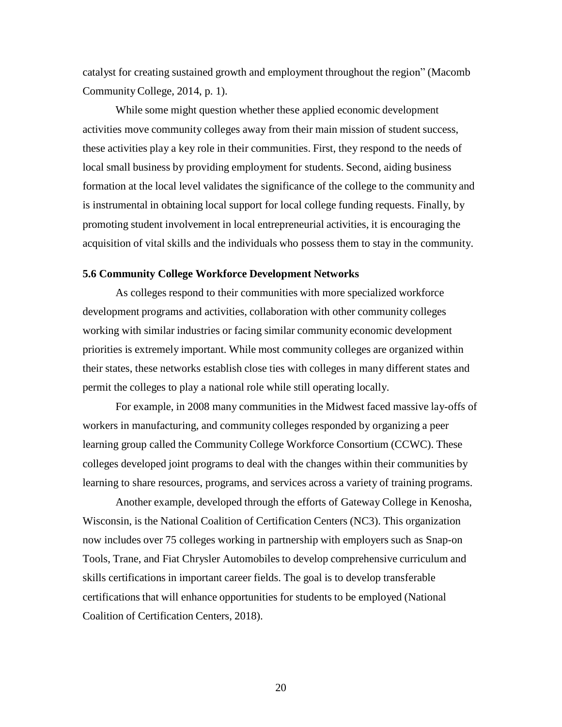catalyst for creating sustained growth and employment throughout the region" (Macomb Community College, 2014, p. 1).

While some might question whether these applied economic development activities move community colleges away from their main mission of student success, these activities play a key role in their communities. First, they respond to the needs of local small business by providing employment for students. Second, aiding business formation at the local level validates the significance of the college to the community and is instrumental in obtaining local support for local college funding requests. Finally, by promoting student involvement in local entrepreneurial activities, it is encouraging the acquisition of vital skills and the individuals who possess them to stay in the community.

### 5.6 Community College Workforce Development Networks

As colleges respond to their communities with more specialized workforce development programs and activities, collaboration with other community colleges working with similar industries or facing similar community economic development priorities is extremely important. While most community colleges are organized within their states, these networks establish close ties with colleges in many different states and permit the colleges to play a national role while still operating locally.

For example, in 2008 many communities in the Midwest faced massive lay-offs of workers in manufacturing, and community colleges responded by organizing a peer learning group called the Community College Workforce Consortium (CCWC). These colleges developed joint programs to deal with the changes within their communities by learning to share resources, programs, and services across a variety of training programs.

Another example, developed through the efforts of Gateway College in Kenosha, Wisconsin, is the National Coalition of Certification Centers (NC3). This organization now includes over 75 colleges working in partnership with employers such as Snap-on Tools, Trane, and Fiat Chrysler Automobiles to develop comprehensive curriculum and skills certifications in important career fields. The goal is to develop transferable certifications that will enhance opportunities for students to be employed (National Coalition of Certification Centers, 2018).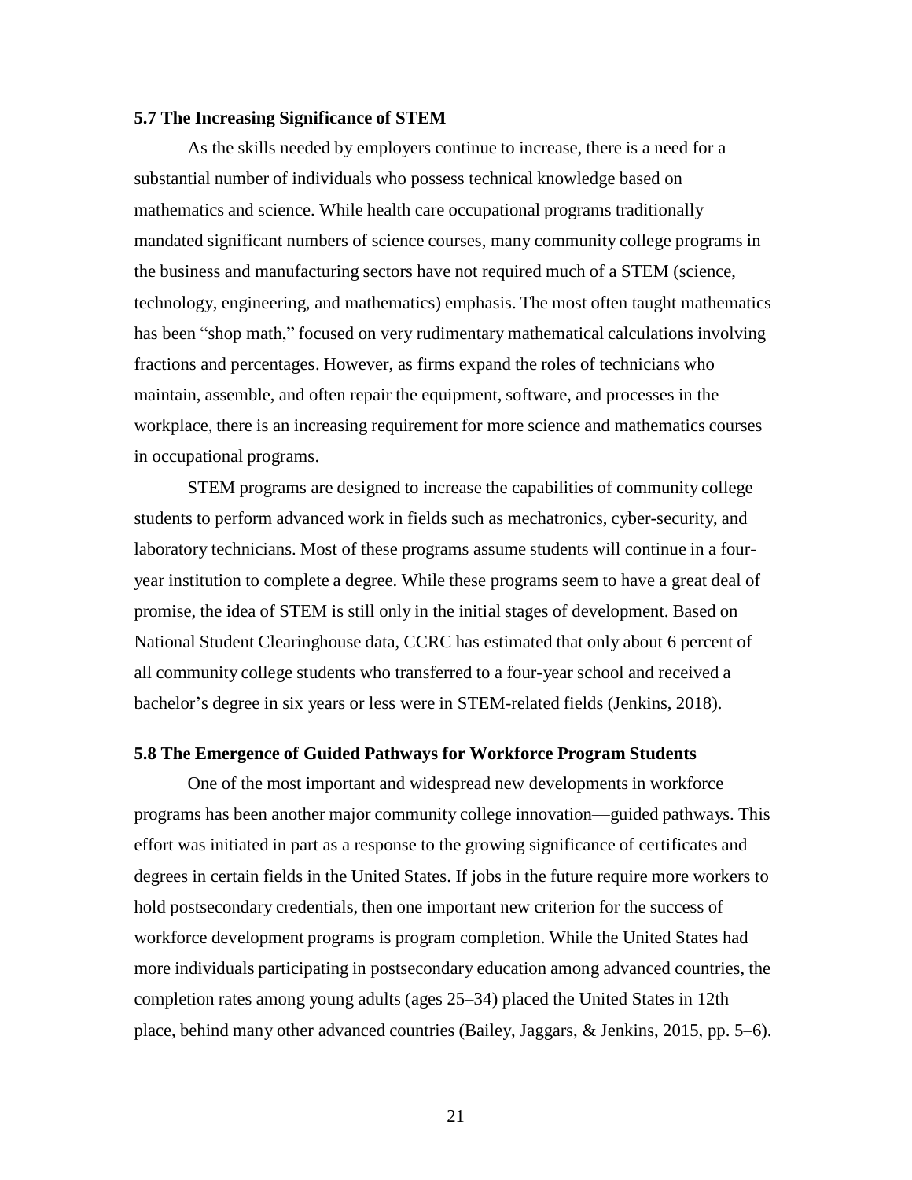### 5.7 The Increasing Significance of STEM

As the skills needed by employers continue to increase, there is a need for a substantial number of individuals who possess technical knowledge based on mathematics and science. While health care occupational programs traditionally mandated significant numbers of science courses, many community college programs in the business and manufacturing sectors have not required much of a STEM (science, technology, engineering, and mathematics) emphasis. The most often taught mathematics has been "shop math," focused on very rudimentary mathematical calculations involving fractions and percentages. However, as firms expand the roles of technicians who maintain, assemble, and often repair the equipment, software, and processes in the workplace, there is an increasing requirement for more science and mathematics courses in occupational programs.

STEM programs are designed to increase the capabilities of community college students to perform advanced work in fields such as mechatronics, cyber-security, and laboratory technicians. Most of these programs assume students will continue in a four-year institution to complete a degree. While these programs seem to have a great deal of promise, the idea of STEM is still only in the initial stages of development. Based on National Student Clearinghouse data, CCRC has estimated that only about 6 percent of all community college students who transferred to a four-year school and received a bachelor's degree in six years or less were in STEM-related fields (Jenkins, 2018).

### 5.8 The Emergence of Guided Pathways for Workforce Program Students

One of the most important and widespread new developments in workforce programs has been another major community college innovation—guided pathways. This effort was initiated in part as a response to the growing significance of certificates and degrees in certain fields in the United States. If jobs in the future require more workers to hold postsecondary credentials, then one important new criterion for the success of workforce development programs is program completion. While the United States had more individuals participating in postsecondary education among advanced countries, the completion rates among young adults (ages 25–34) placed the United States in 12th place, behind many other advanced countries (Bailey, Jaggars, & Jenkins, 2015, pp. 5–6).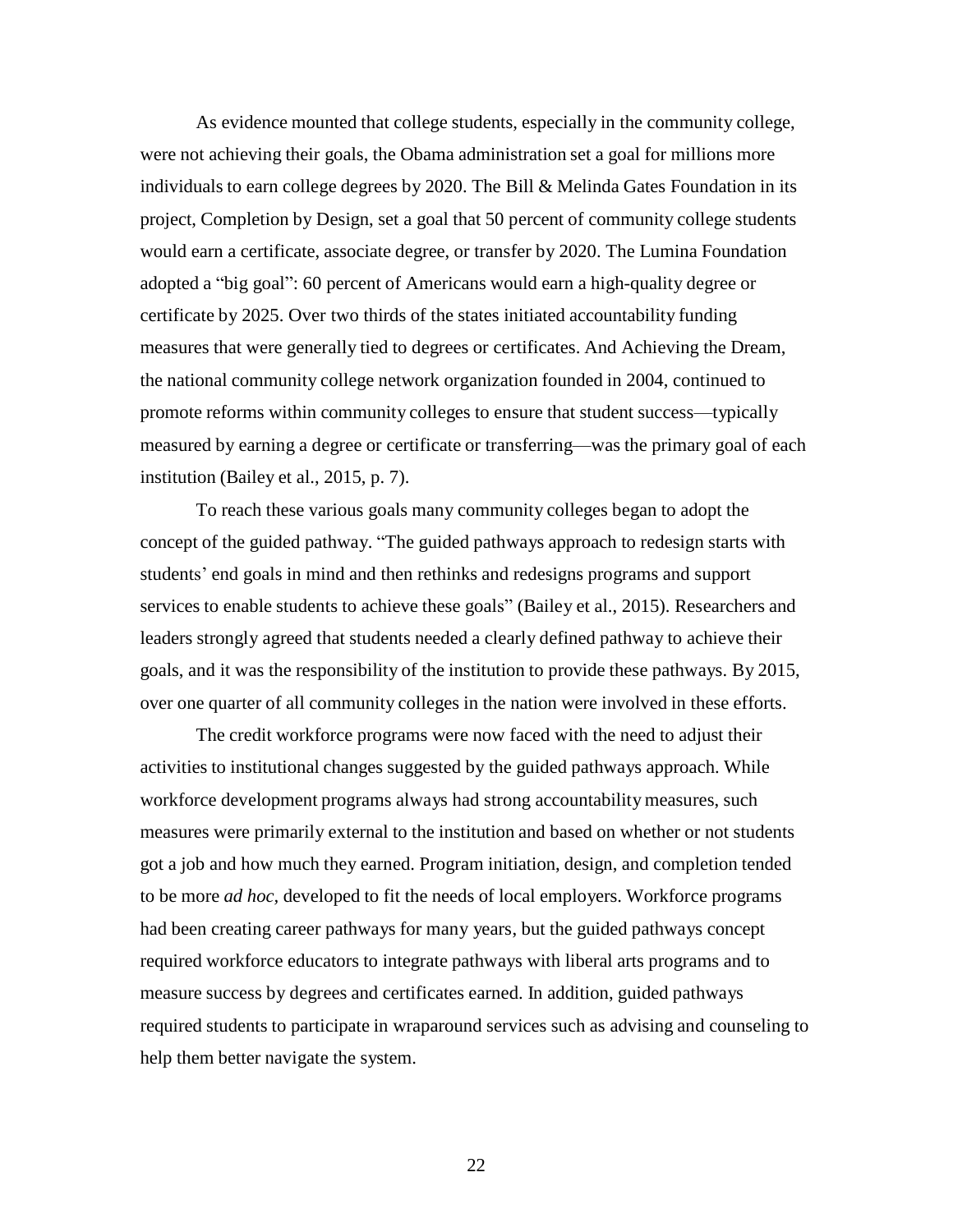As evidence mounted that college students, especially in the community college, were not achieving their goals, the Obama administration set a goal for millions more individuals to earn college degrees by 2020. The Bill & Melinda Gates Foundation in its project, Completion by Design, set a goal that 50 percent of community college students would earn a certificate, associate degree, or transfer by 2020. The Lumina Foundation adopted a "big goal": 60 percent of Americans would earn a high-quality degree or certificate by 2025. Over two thirds of the states initiated accountability funding measures that were generally tied to degrees or certificates. And Achieving the Dream, the national community college network organization founded in 2004, continued to promote reforms within community colleges to ensure that student success—typically measured by earning a degree or certificate or transferring—was the primary goal of each institution (Bailey et al., 2015, p. 7).

To reach these various goals many community colleges began to adopt the concept of the guided pathway. "The guided pathways approach to redesign starts with students' end goals in mind and then rethinks and redesigns programs and support services to enable students to achieve these goals" (Bailey et al., 2015). Researchers and leaders strongly agreed that students needed a clearly defined pathway to achieve their goals, and it was the responsibility of the institution to provide these pathways. By 2015, over one quarter of all community colleges in the nation were involved in these efforts.

The credit workforce programs were now faced with the need to adjust their activities to institutional changes suggested by the guided pathways approach. While workforce development programs always had strong accountability measures, such measures were primarily external to the institution and based on whether or not students got a job and how much they earned. Program initiation, design, and completion tended to be more *ad hoc,* developed to fit the needs of local employers. Workforce programs had been creating career pathways for many years, but the guided pathways concept required workforce educators to integrate pathways with liberal arts programs and to measure success by degrees and certificates earned. In addition, guided pathways required students to participate in wraparound services such as advising and counseling to help them better navigate the system.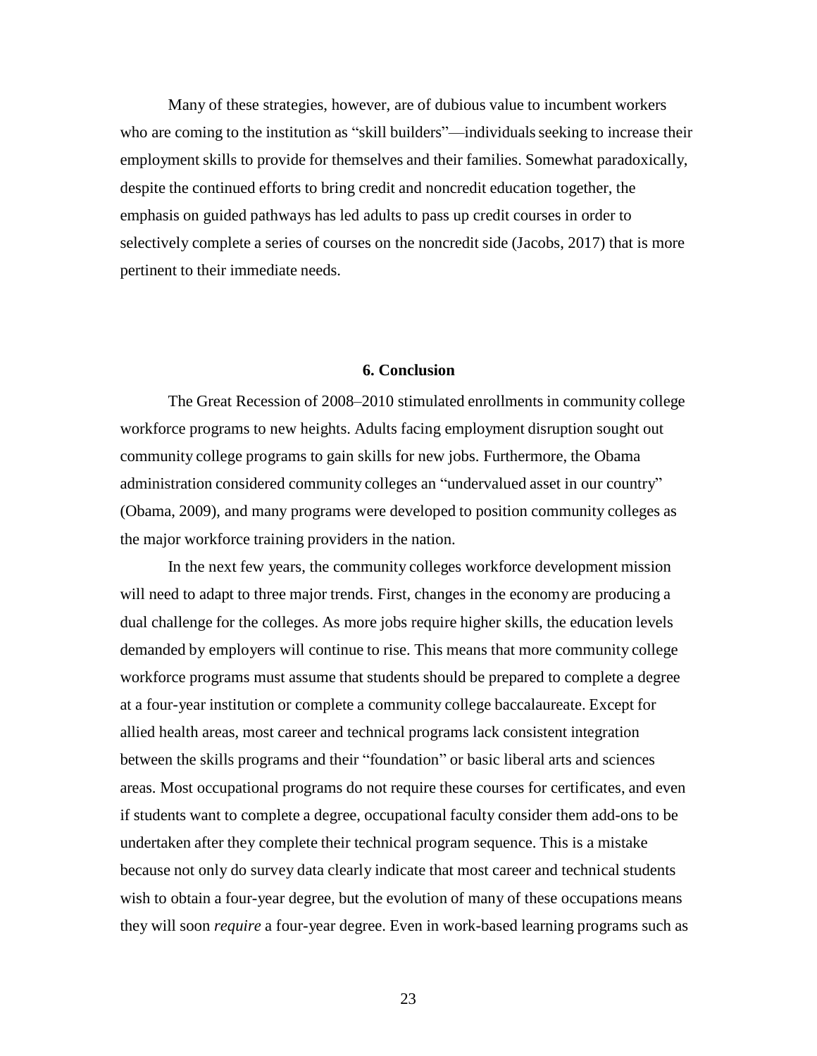Many of these strategies, however, are of dubious value to incumbent workers who are coming to the institution as "skill builders"—individuals seeking to increase their employment skills to provide for themselves and their families. Somewhat paradoxically, despite the continued efforts to bring credit and noncredit education together, the emphasis on guided pathways has led adults to pass up credit courses in order to selectively complete a series of courses on the noncredit side (Jacobs, 2017) that is more pertinent to their immediate needs.

## 6. Conclusion

The Great Recession of 2008–2010 stimulated enrollments in community college workforce programs to new heights. Adults facing employment disruption sought out community college programs to gain skills for new jobs. Furthermore, the Obama administration considered community colleges an "undervalued asset in our country" (Obama, 2009), and many programs were developed to position community colleges as the major workforce training providers in the nation.

In the next few years, the community colleges workforce development mission will need to adapt to three major trends. First, changes in the economy are producing a dual challenge for the colleges. As more jobs require higher skills, the education levels demanded by employers will continue to rise. This means that more community college workforce programs must assume that students should be prepared to complete a degree at a four-year institution or complete a community college baccalaureate. Except for allied health areas, most career and technical programs lack consistent integration between the skills programs and their "foundation" or basic liberal arts and sciences areas. Most occupational programs do not require these courses for certificates, and even if students want to complete a degree, occupational faculty consider them add-ons to be undertaken after they complete their technical program sequence. This is a mistake because not only do survey data clearly indicate that most career and technical students wish to obtain a four-year degree, but the evolution of many of these occupations means they will soon *require* a four-year degree. Even in work-based learning programs such as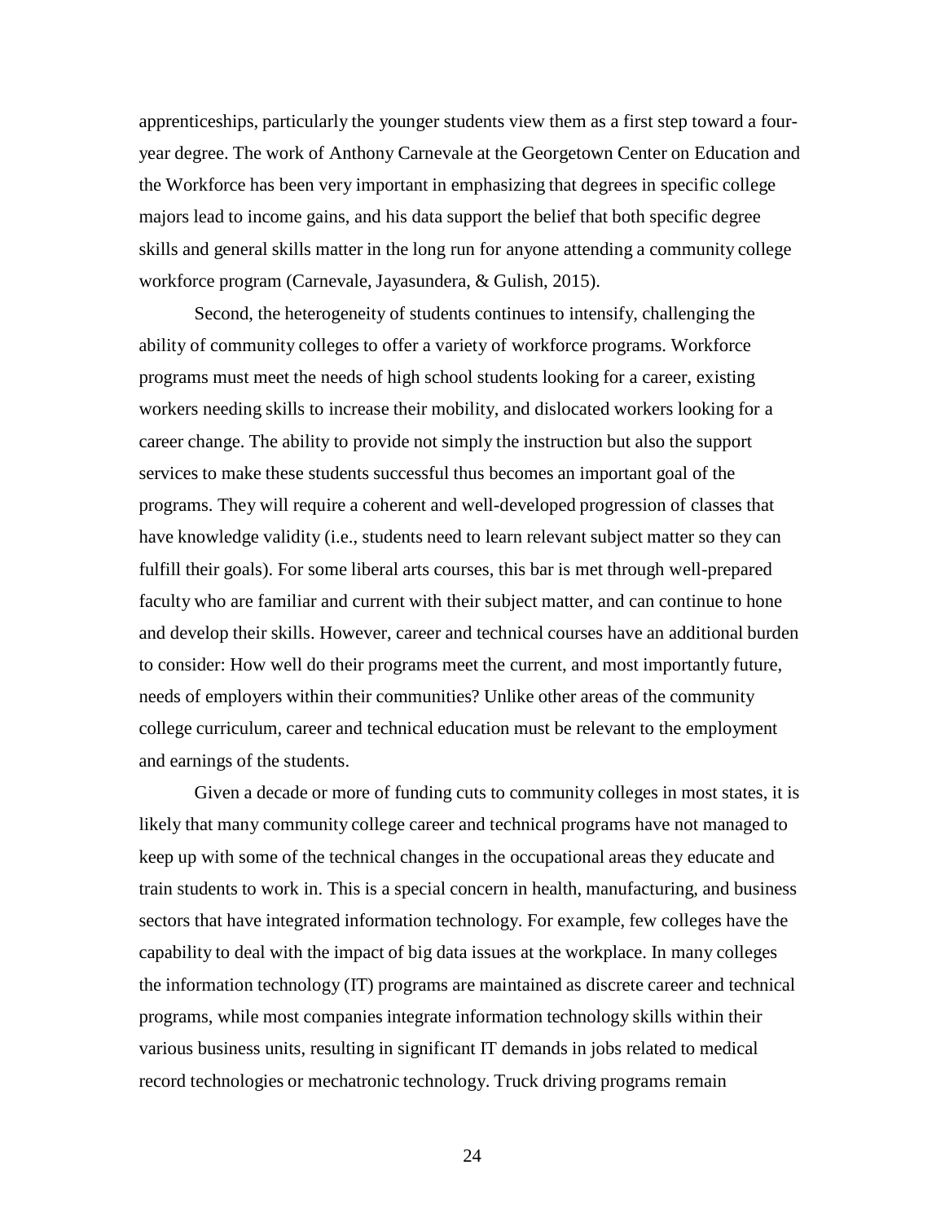apprenticeships, particularly the younger students view them as a first step toward a four-year degree. The work of Anthony Carnevale at the Georgetown Center on Education and the Workforce has been very important in emphasizing that degrees in specific college majors lead to income gains, and his data support the belief that both specific degree skills and general skills matter in the long run for anyone attending a community college workforce program (Carnevale, Jayasundera, & Gulish, 2015).

Second, the heterogeneity of students continues to intensify, challenging the ability of community colleges to offer a variety of workforce programs. Workforce programs must meet the needs of high school students looking for a career, existing workers needing skills to increase their mobility, and dislocated workers looking for a career change. The ability to provide not simply the instruction but also the support services to make these students successful thus becomes an important goal of the programs. They will require a coherent and well-developed progression of classes that have knowledge validity (i.e., students need to learn relevant subject matter so they can fulfill their goals). For some liberal arts courses, this bar is met through well-prepared faculty who are familiar and current with their subject matter, and can continue to hone and develop their skills. However, career and technical courses have an additional burden to consider: How well do their programs meet the current, and most importantly future, needs of employers within their communities? Unlike other areas of the community college curriculum, career and technical education must be relevant to the employment and earnings of the students.

Given a decade or more of funding cuts to community colleges in most states, it is likely that many community college career and technical programs have not managed to keep up with some of the technical changes in the occupational areas they educate and train students to work in. This is a special concern in health, manufacturing, and business sectors that have integrated information technology. For example, few colleges have the capability to deal with the impact of big data issues at the workplace. In many colleges the information technology (IT) programs are maintained as discrete career and technical programs, while most companies integrate information technology skills within their various business units, resulting in significant IT demands in jobs related to medical record technologies or mechatronic technology. Truck driving programs remain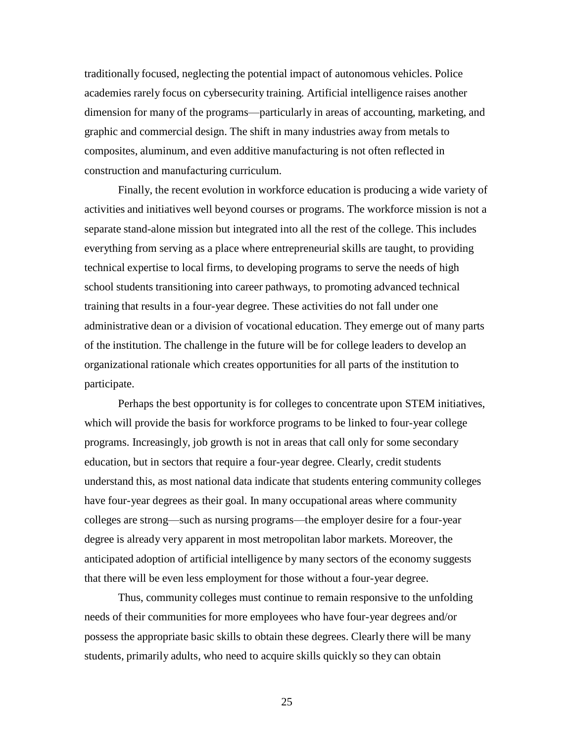traditionally focused, neglecting the potential impact of autonomous vehicles. Police academies rarely focus on cybersecurity training. Artificial intelligence raises another dimension for many of the programs—particularly in areas of accounting, marketing, and graphic and commercial design. The shift in many industries away from metals to composites, aluminum, and even additive manufacturing is not often reflected in construction and manufacturing curriculum.

Finally, the recent evolution in workforce education is producing a wide variety of activities and initiatives well beyond courses or programs. The workforce mission is not a separate stand-alone mission but integrated into all the rest of the college. This includes everything from serving as a place where entrepreneurial skills are taught, to providing technical expertise to local firms, to developing programs to serve the needs of high school students transitioning into career pathways, to promoting advanced technical training that results in a four-year degree. These activities do not fall under one administrative dean or a division of vocational education. They emerge out of many parts of the institution. The challenge in the future will be for college leaders to develop an organizational rationale which creates opportunities for all parts of the institution to participate.

Perhaps the best opportunity is for colleges to concentrate upon STEM initiatives, which will provide the basis for workforce programs to be linked to four-year college programs. Increasingly, job growth is not in areas that call only for some secondary education, but in sectors that require a four-year degree. Clearly, credit students understand this, as most national data indicate that students entering community colleges have four-year degrees as their goal. In many occupational areas where community colleges are strong—such as nursing programs—the employer desire for a four-year degree is already very apparent in most metropolitan labor markets. Moreover, the anticipated adoption of artificial intelligence by many sectors of the economy suggests that there will be even less employment for those without a four-year degree.

Thus, community colleges must continue to remain responsive to the unfolding needs of their communities for more employees who have four-year degrees and/or possess the appropriate basic skills to obtain these degrees. Clearly there will be many students, primarily adults, who need to acquire skills quickly so they can obtain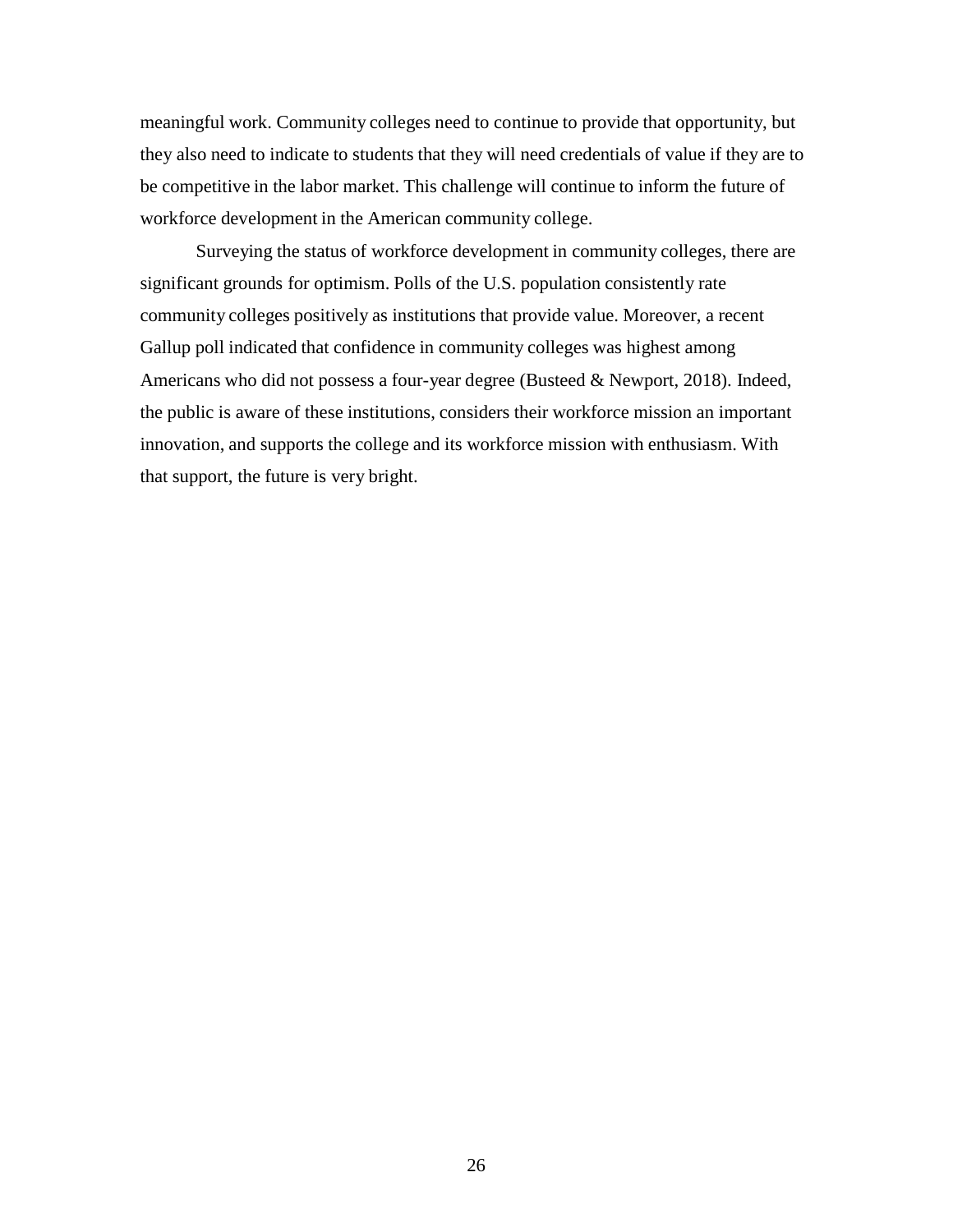meaningful work. Community colleges need to continue to provide that opportunity, but they also need to indicate to students that they will need credentials of value if they are to be competitive in the labor market. This challenge will continue to inform the future of workforce development in the American community college.

Surveying the status of workforce development in community colleges, there are significant grounds for optimism. Polls of the U.S. population consistently rate community colleges positively as institutions that provide value. Moreover, a recent Gallup poll indicated that confidence in community colleges was highest among Americans who did not possess a four-year degree (Busteed & Newport, 2018). Indeed, the public is aware of these institutions, considers their workforce mission an important innovation, and supports the college and its workforce mission with enthusiasm. With that support, the future is very bright.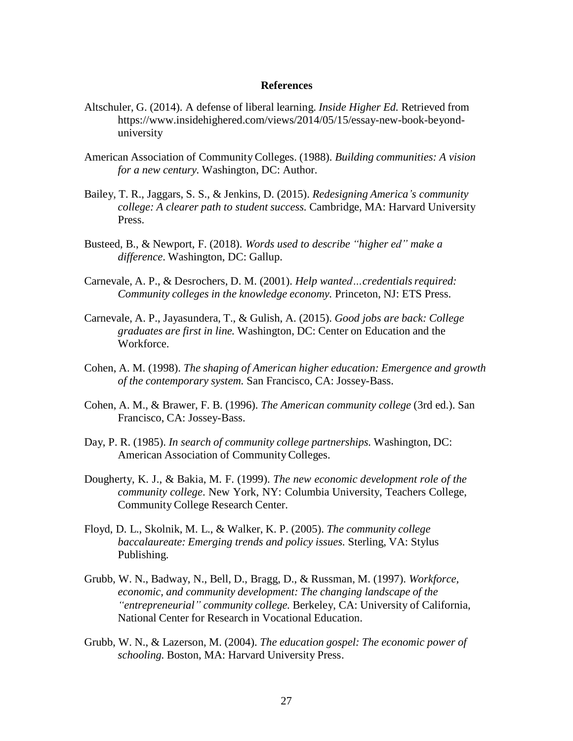## References

Altschuler, G. (2014). A defense of liberal learning. *Inside Higher Ed.* Retrieved from https://www.insidehighered.com/views/2014/05/15/essay-new-book-beyond-university

American Association of Community Colleges. (1988). *Building communities: A vision for a new century.* Washington, DC: Author.

Bailey, T. R., Jaggars, S. S., & Jenkins, D. (2015). *Redesigning America's community college: A clearer path to student success.* Cambridge, MA: Harvard University Press.

Busteed, B., & Newport, F. (2018). *Words used to describe "higher ed" make a difference*. Washington, DC: Gallup.

Carnevale, A. P., & Desrochers, D. M. (2001). *Help wanted…credentials required: Community colleges in the knowledge economy.* Princeton, NJ: ETS Press.

Carnevale, A. P., Jayasundera, T., & Gulish, A. (2015). *Good jobs are back: College graduates are first in line.* Washington, DC: Center on Education and the Workforce.

Cohen, A. M. (1998). *The shaping of American higher education: Emergence and growth of the contemporary system.* San Francisco, CA: Jossey-Bass.

Cohen, A. M., & Brawer, F. B. (1996). *The American community college* (3rd ed.). San Francisco, CA: Jossey-Bass.

Day, P. R. (1985). *In search of community college partnerships.* Washington, DC: American Association of Community Colleges.

Dougherty, K. J., & Bakia, M. F. (1999). *The new economic development role of the community college*. New York, NY: Columbia University, Teachers College, Community College Research Center.

Floyd, D. L., Skolnik, M. L., & Walker, K. P. (2005). *The community college baccalaureate: Emerging trends and policy issues.* Sterling, VA: Stylus Publishing.

Grubb, W. N., Badway, N., Bell, D., Bragg, D., & Russman, M. (1997). *Workforce, economic, and community development: The changing landscape of the "entrepreneurial" community college.* Berkeley, CA: University of California, National Center for Research in Vocational Education.

Grubb, W. N., & Lazerson, M. (2004). *The education gospel: The economic power of schooling.* Boston, MA: Harvard University Press.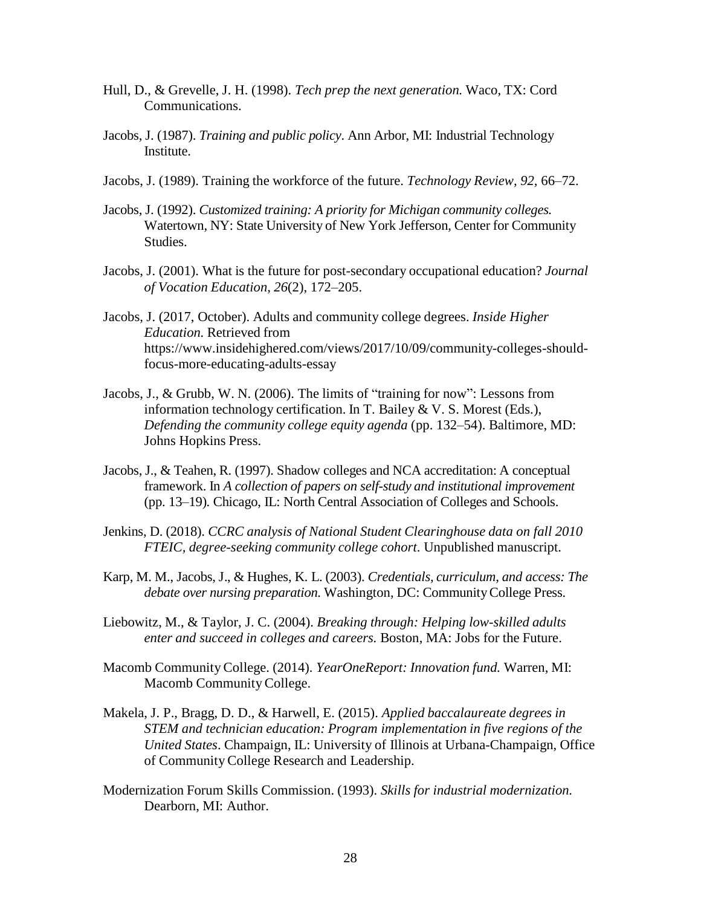Hull, D., & Grevelle, J. H. (1998). *Tech prep the next generation.* Waco, TX: Cord Communications.

Jacobs, J. (1987). *Training and public policy*. Ann Arbor, MI: Industrial Technology Institute.

Jacobs, J. (1989). Training the workforce of the future. *Technology Review, 92,* 66–72.

Jacobs, J. (1992). *Customized training: A priority for Michigan community colleges.* Watertown, NY: State University of New York Jefferson, Center for Community Studies.

Jacobs, J. (2001). What is the future for post-secondary occupational education? *Journal of Vocation Education, 26*(2), 172–205.

Jacobs, J. (2017, October). Adults and community college degrees. *Inside Higher Education*. Retrieved from https://www.insidehighered.com/views/2017/10/09/community-colleges-should-focus-more-educating-adults-essay

Jacobs, J., & Grubb, W. N. (2006). The limits of "training for now": Lessons from information technology certification. In T. Bailey & V. S. Morest (Eds.), *Defending the community college equity agenda* (pp. 132–54). Baltimore, MD: Johns Hopkins Press.

Jacobs, J., & Teahen, R. (1997). Shadow colleges and NCA accreditation: A conceptual framework. In *A collection of papers on self-study and institutional improvement* (pp. 13–19)*.* Chicago, IL: North Central Association of Colleges and Schools.

Jenkins, D. (2018). *CCRC analysis of National Student Clearinghouse data on fall 2010 FTEIC, degree-seeking community college cohort*. Unpublished manuscript.

Karp, M. M., Jacobs, J., & Hughes, K. L. (2003). *Credentials, curriculum, and access: The debate over nursing preparation.* Washington, DC: Community College Press.

Liebowitz, M., & Taylor, J. C. (2004). *Breaking through: Helping low-skilled adults enter and succeed in colleges and careers.* Boston, MA: Jobs for the Future.

Macomb Community College. (2014). *YearOneReport: Innovation fund.* Warren, MI: Macomb Community College.

Makela, J. P., Bragg, D. D., & Harwell, E. (2015). *Applied baccalaureate degrees in STEM and technician education: Program implementation in five regions of the United States*. Champaign, IL: University of Illinois at Urbana-Champaign, Office of Community College Research and Leadership.

Modernization Forum Skills Commission. (1993). *Skills for industrial modernization.* Dearborn, MI: Author.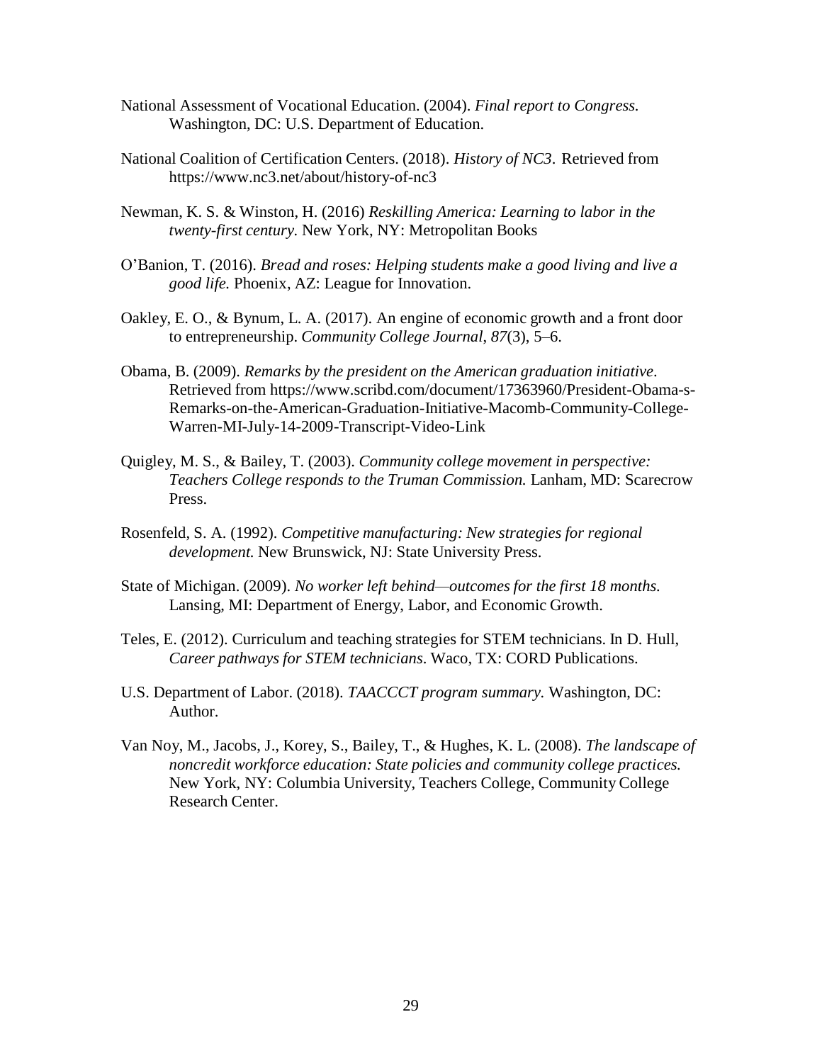National Assessment of Vocational Education. (2004). *Final report to Congress.* Washington, DC: U.S. Department of Education.

National Coalition of Certification Centers. (2018). *History of NC3*. Retrieved from https://www.nc3.net/about/history-of-nc3

Newman, K. S. & Winston, H. (2016) *Reskilling America: Learning to labor in the twenty-first century.* New York, NY: Metropolitan Books

O'Banion, T. (2016). *Bread and roses: Helping students make a good living and live a good life.* Phoenix, AZ: League for Innovation.

Oakley, E. O., & Bynum, L. A. (2017). An engine of economic growth and a front door to entrepreneurship. *Community College Journal*, *87*(3), 5–6.

Obama, B. (2009). *Remarks by the president on the American graduation initiative*. Retrieved from https://www.scribd.com/document/17363960/President-Obama-s-Remarks-on-the-American-Graduation-Initiative-Macomb-Community-College-Warren-MI-July-14-2009-Transcript-Video-Link

Quigley, M. S., & Bailey, T. (2003). *Community college movement in perspective: Teachers College responds to the Truman Commission.* Lanham, MD: Scarecrow Press.

Rosenfeld, S. A. (1992). *Competitive manufacturing: New strategies for regional development.* New Brunswick, NJ: State University Press.

State of Michigan. (2009). *No worker left behind—outcomes for the first 18 months.* Lansing, MI: Department of Energy, Labor, and Economic Growth.

Teles, E. (2012). Curriculum and teaching strategies for STEM technicians. In D. Hull, *Career pathways for STEM technicians*. Waco, TX: CORD Publications.

U.S. Department of Labor. (2018). *TAACCCT program summary.* Washington, DC: Author.

Van Noy, M., Jacobs, J., Korey, S., Bailey, T., & Hughes, K. L. (2008). *The landscape of noncredit workforce education: State policies and community college practices.* New York, NY: Columbia University, Teachers College, Community College Research Center.